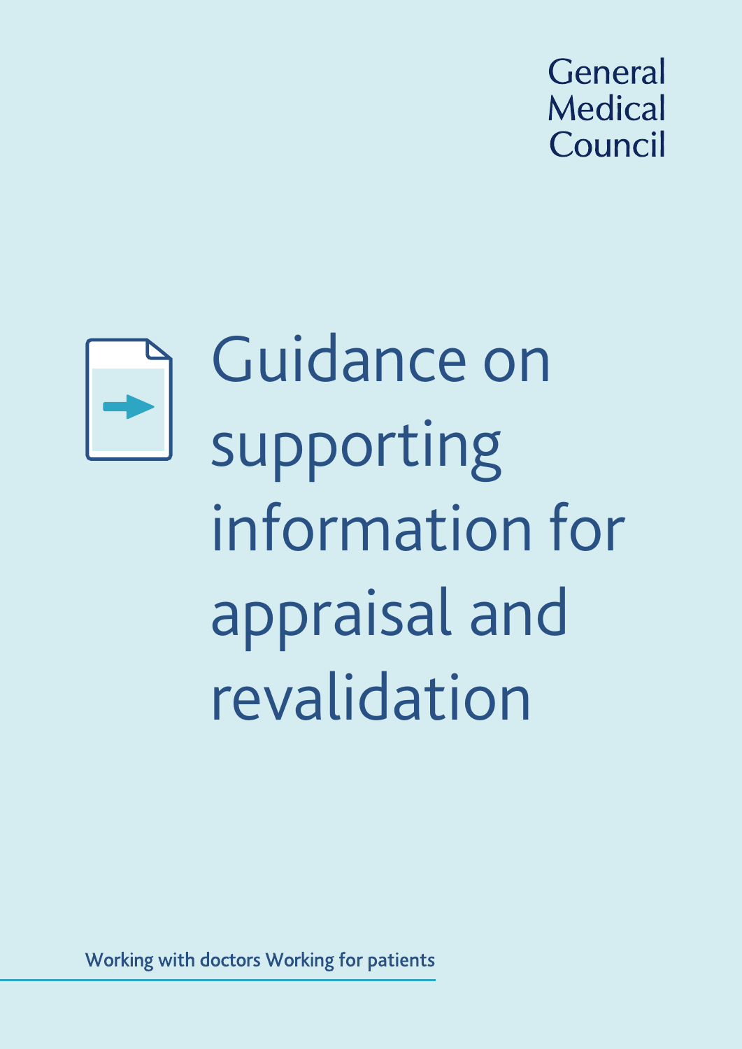General Medical Council

# Guidance on supporting information for appraisal and revalidation

Working with doctors Working for patients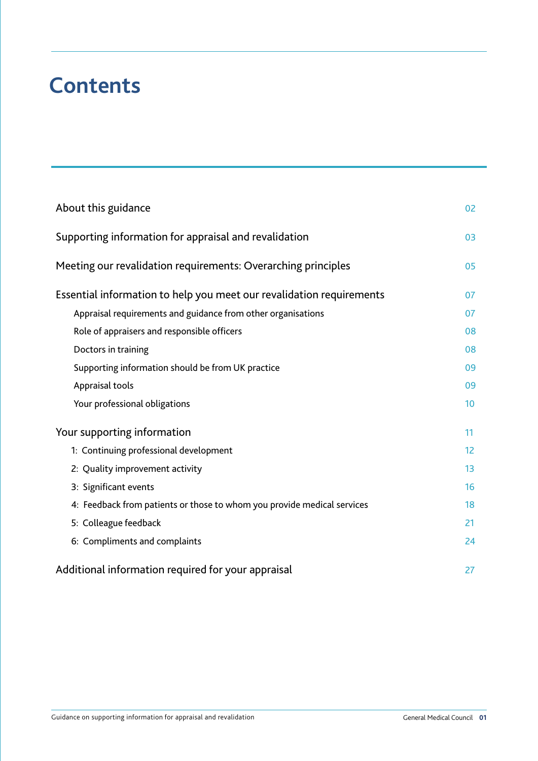# Contents

| | |
|---|---|
| About this guidance | 02 |
| Supporting information for appraisal and revalidation | 03 |
| Meeting our revalidation requirements: Overarching principles | 05 |
| Essential information to help you meet our revalidation requirements | 07 |
| Appraisal requirements and guidance from other organisations | 07 |
| Role of appraisers and responsible officers | 08 |
| Doctors in training | 08 |
| Supporting information should be from UK practice | 09 |
| Appraisal tools | 09 |
| Your professional obligations | 10 |
| Your supporting information | 11 |
| 1: Continuing professional development | 12 |
| 2: Quality improvement activity | 13 |
| 3: Significant events | 16 |
| 4: Feedback from patients or those to whom you provide medical services | 18 |
| 5: Colleague feedback | 21 |
| 6: Compliments and complaints | 24 |
| Additional information required for your appraisal | 27 |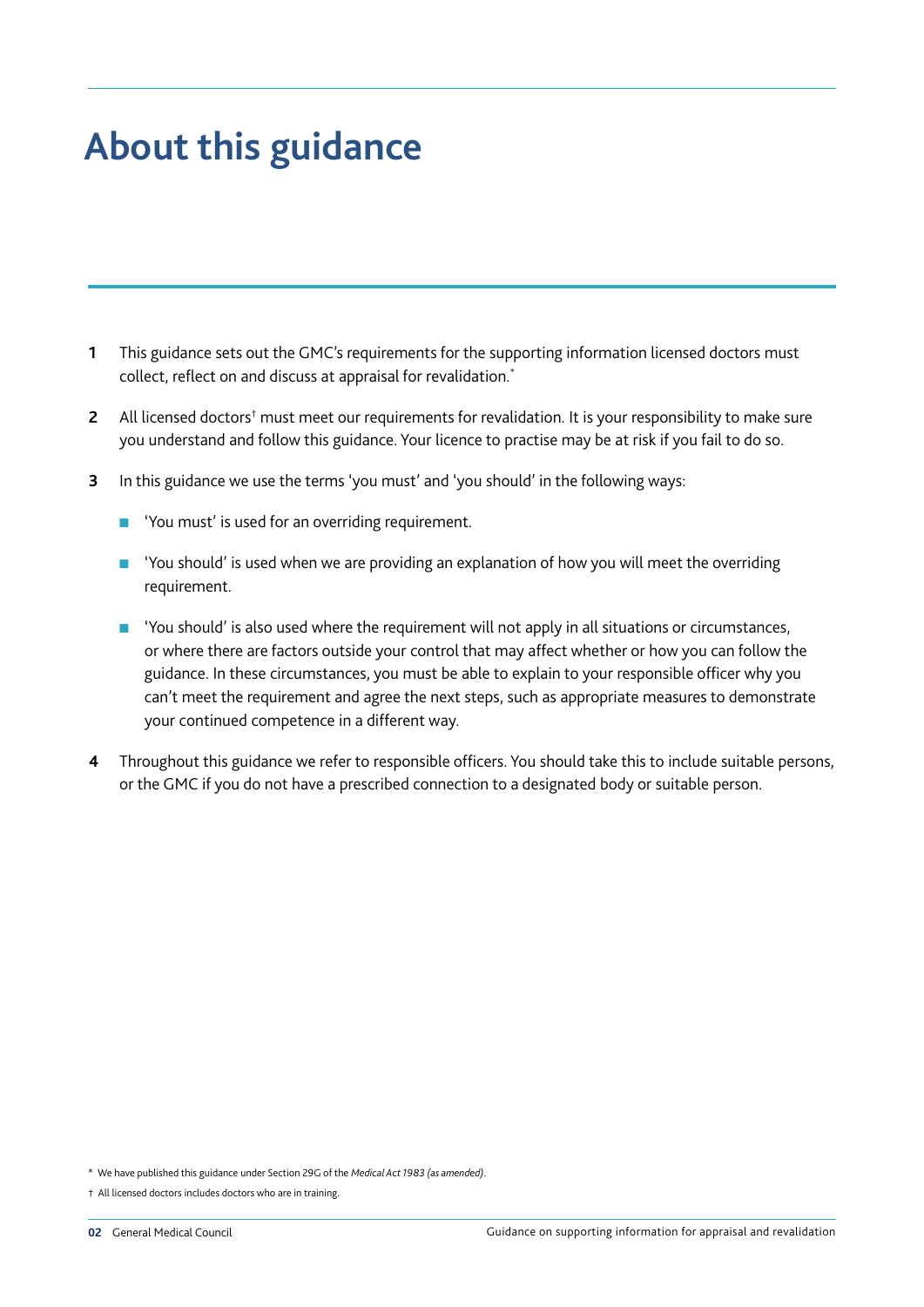# About this guidance

**1** This guidance sets out the GMC's requirements for the supporting information licensed doctors must collect, reflect on and discuss at appraisal for revalidation.*

**2** All licensed doctors† must meet our requirements for revalidation. It is your responsibility to make sure you understand and follow this guidance. Your licence to practise may be at risk if you fail to do so.

**3** In this guidance we use the terms 'you must' and 'you should' in the following ways:

- 'You must' is used for an overriding requirement.
- 'You should' is used when we are providing an explanation of how you will meet the overriding requirement.
- 'You should' is also used where the requirement will not apply in all situations or circumstances, or where there are factors outside your control that may affect whether or how you can follow the guidance. In these circumstances, you must be able to explain to your responsible officer why you can't meet the requirement and agree the next steps, such as appropriate measures to demonstrate your continued competence in a different way.

**4** Throughout this guidance we refer to responsible officers. You should take this to include suitable persons, or the GMC if you do not have a prescribed connection to a designated body or suitable person.

\* We have published this guidance under Section 29G of the *Medical Act 1983 (as amended)*.

† All licensed doctors includes doctors who are in training.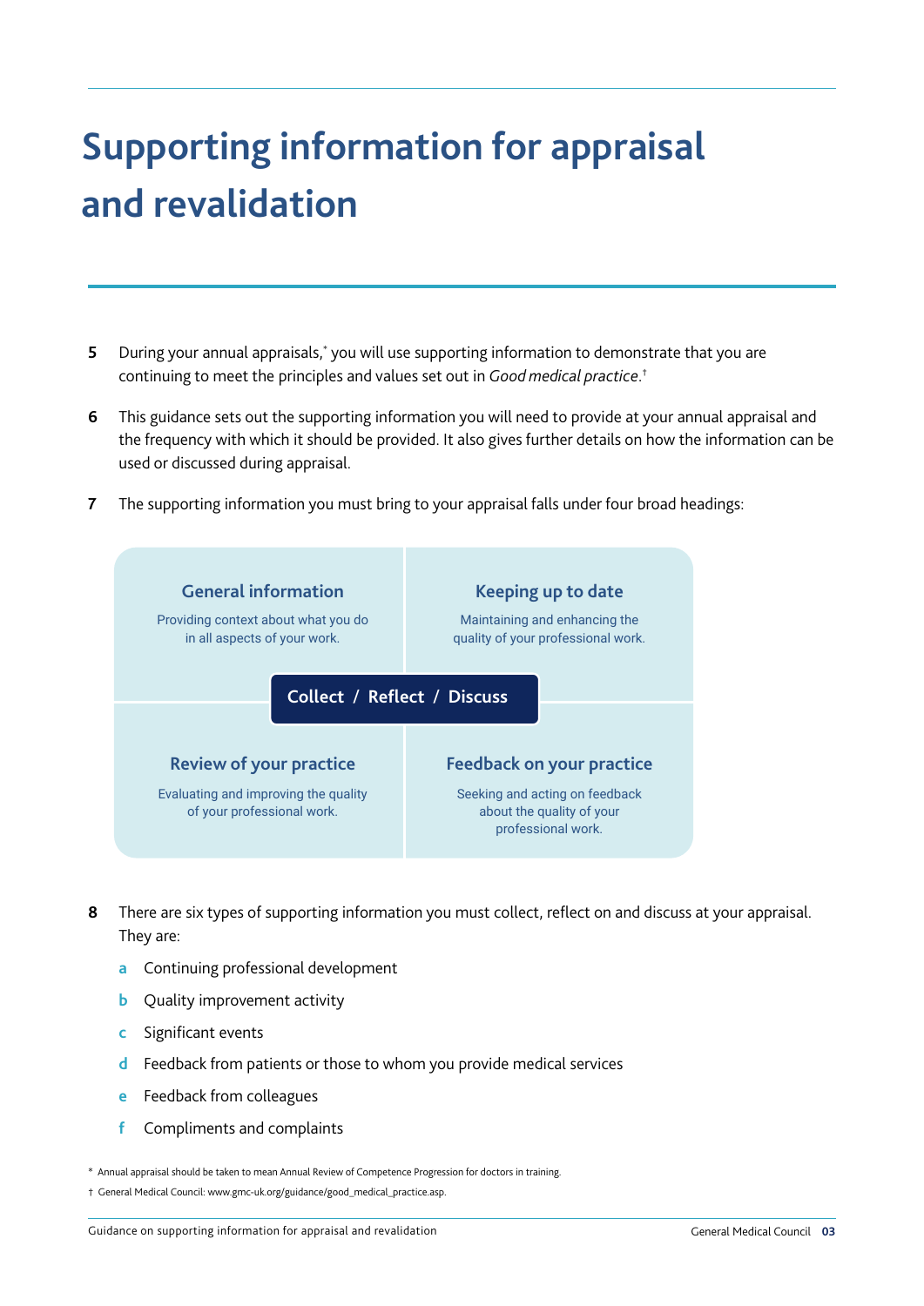# Supporting information for appraisal and revalidation

**5** During your annual appraisals,[*] you will use supporting information to demonstrate that you are continuing to meet the principles and values set out in *Good medical practice*.[†]

**6** This guidance sets out the supporting information you will need to provide at your annual appraisal and the frequency with which it should be provided. It also gives further details on how the information can be used or discussed during appraisal.

**7** The supporting information you must bring to your appraisal falls under four broad headings:

| **General information**<br>Providing context about what you do in all aspects of your work. | **Keeping up to date**<br>Maintaining and enhancing the quality of your professional work. |
|---|---|
| **Review of your practice**<br>Evaluating and improving the quality of your professional work. | **Feedback on your practice**<br>Seeking and acting on feedback about the quality of your professional work. |

**Collect / Reflect / Discuss**

**8** There are six types of supporting information you must collect, reflect on and discuss at your appraisal. They are:

- **a** Continuing professional development
- **b** Quality improvement activity
- **c** Significant events
- **d** Feedback from patients or those to whom you provide medical services
- **e** Feedback from colleagues
- **f** Compliments and complaints

\* Annual appraisal should be taken to mean Annual Review of Competence Progression for doctors in training.

† General Medical Council: www.gmc-uk.org/guidance/good_medical_practice.asp.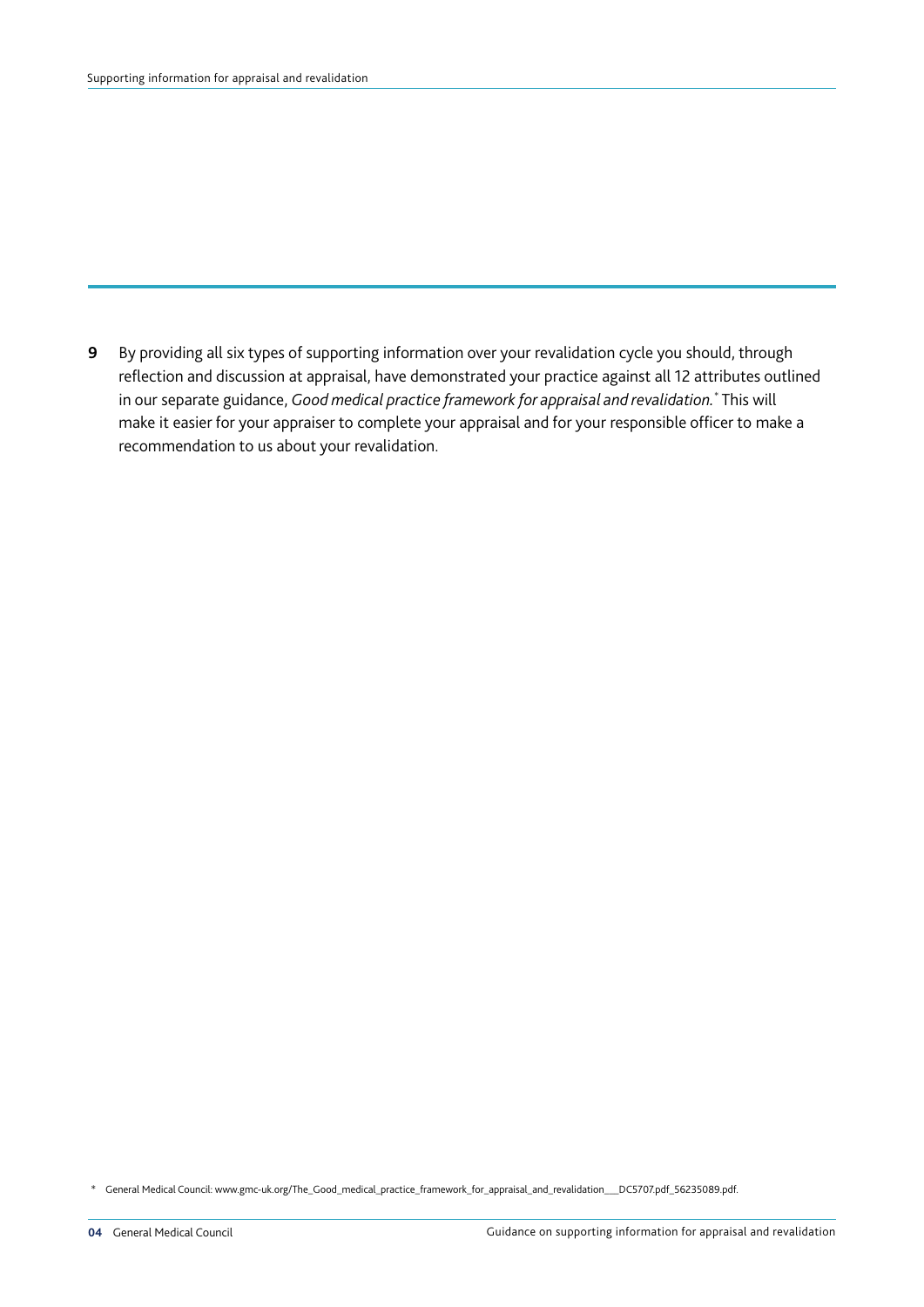**9** By providing all six types of supporting information over your revalidation cycle you should, through reflection and discussion at appraisal, have demonstrated your practice against all 12 attributes outlined in our separate guidance, *Good medical practice framework for appraisal and revalidation.*[*] This will make it easier for your appraiser to complete your appraisal and for your responsible officer to make a recommendation to us about your revalidation.

[*] General Medical Council: www.gmc-uk.org/The_Good_medical_practice_framework_for_appraisal_and_revalidation___DC5707.pdf_56235089.pdf.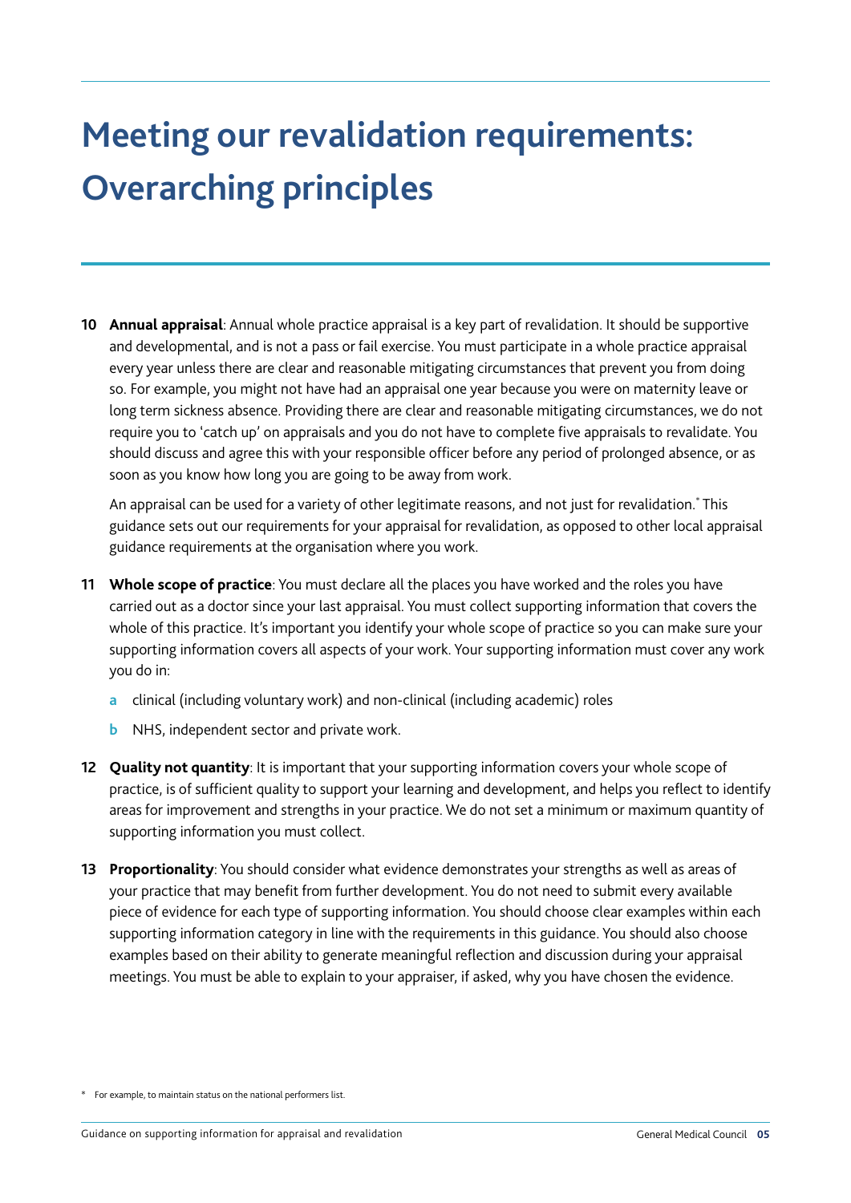# Meeting our revalidation requirements: Overarching principles

10 **Annual appraisal**: Annual whole practice appraisal is a key part of revalidation. It should be supportive and developmental, and is not a pass or fail exercise. You must participate in a whole practice appraisal every year unless there are clear and reasonable mitigating circumstances that prevent you from doing so. For example, you might not have had an appraisal one year because you were on maternity leave or long term sickness absence. Providing there are clear and reasonable mitigating circumstances, we do not require you to 'catch up' on appraisals and you do not have to complete five appraisals to revalidate. You should discuss and agree this with your responsible officer before any period of prolonged absence, or as soon as you know how long you are going to be away from work.

    An appraisal can be used for a variety of other legitimate reasons, and not just for revalidation.[*] This guidance sets out our requirements for your appraisal for revalidation, as opposed to other local appraisal guidance requirements at the organisation where you work.

11 **Whole scope of practice**: You must declare all the places you have worked and the roles you have carried out as a doctor since your last appraisal. You must collect supporting information that covers the whole of this practice. It's important you identify your whole scope of practice so you can make sure your supporting information covers all aspects of your work. Your supporting information must cover any work you do in:

    a clinical (including voluntary work) and non-clinical (including academic) roles

    b NHS, independent sector and private work.

12 **Quality not quantity**: It is important that your supporting information covers your whole scope of practice, is of sufficient quality to support your learning and development, and helps you reflect to identify areas for improvement and strengths in your practice. We do not set a minimum or maximum quantity of supporting information you must collect.

13 **Proportionality**: You should consider what evidence demonstrates your strengths as well as areas of your practice that may benefit from further development. You do not need to submit every available piece of evidence for each type of supporting information. You should choose clear examples within each supporting information category in line with the requirements in this guidance. You should also choose examples based on their ability to generate meaningful reflection and discussion during your appraisal meetings. You must be able to explain to your appraiser, if asked, why you have chosen the evidence.

[*] For example, to maintain status on the national performers list.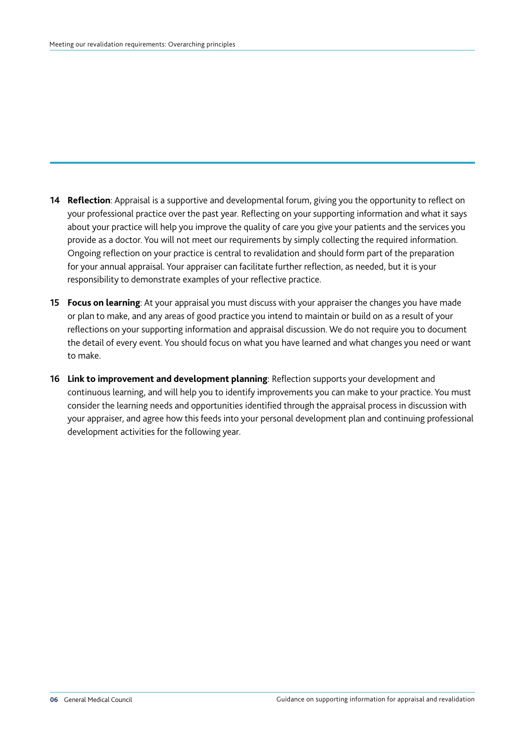**14 Reflection**: Appraisal is a supportive and developmental forum, giving you the opportunity to reflect on your professional practice over the past year. Reflecting on your supporting information and what it says about your practice will help you improve the quality of care you give your patients and the services you provide as a doctor. You will not meet our requirements by simply collecting the required information. Ongoing reflection on your practice is central to revalidation and should form part of the preparation for your annual appraisal. Your appraiser can facilitate further reflection, as needed, but it is your responsibility to demonstrate examples of your reflective practice.

**15 Focus on learning**: At your appraisal you must discuss with your appraiser the changes you have made or plan to make, and any areas of good practice you intend to maintain or build on as a result of your reflections on your supporting information and appraisal discussion. We do not require you to document the detail of every event. You should focus on what you have learned and what changes you need or want to make.

**16 Link to improvement and development planning**: Reflection supports your development and continuous learning, and will help you to identify improvements you can make to your practice. You must consider the learning needs and opportunities identified through the appraisal process in discussion with your appraiser, and agree how this feeds into your personal development plan and continuing professional development activities for the following year.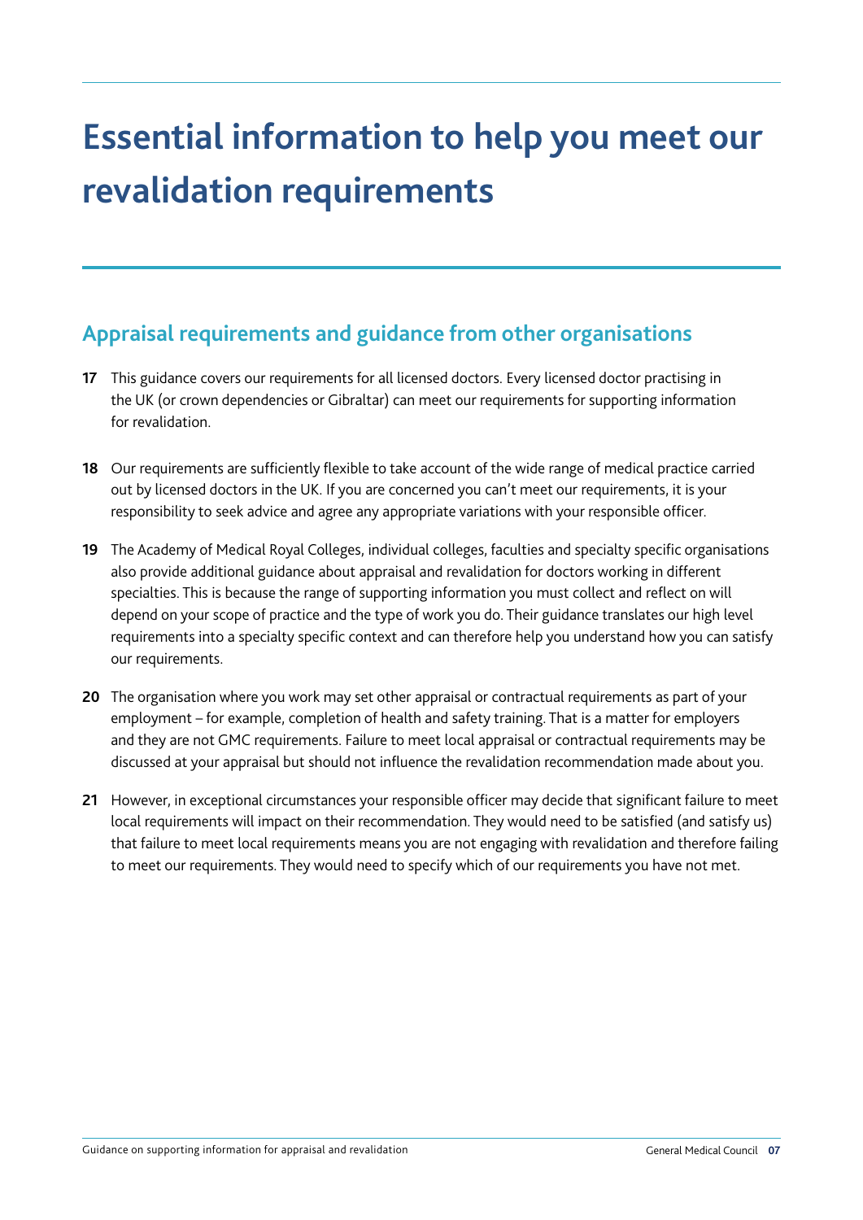# Essential information to help you meet our revalidation requirements

## Appraisal requirements and guidance from other organisations

**17** This guidance covers our requirements for all licensed doctors. Every licensed doctor practising in the UK (or crown dependencies or Gibraltar) can meet our requirements for supporting information for revalidation.

**18** Our requirements are sufficiently flexible to take account of the wide range of medical practice carried out by licensed doctors in the UK. If you are concerned you can't meet our requirements, it is your responsibility to seek advice and agree any appropriate variations with your responsible officer.

**19** The Academy of Medical Royal Colleges, individual colleges, faculties and specialty specific organisations also provide additional guidance about appraisal and revalidation for doctors working in different specialties. This is because the range of supporting information you must collect and reflect on will depend on your scope of practice and the type of work you do. Their guidance translates our high level requirements into a specialty specific context and can therefore help you understand how you can satisfy our requirements.

**20** The organisation where you work may set other appraisal or contractual requirements as part of your employment – for example, completion of health and safety training. That is a matter for employers and they are not GMC requirements. Failure to meet local appraisal or contractual requirements may be discussed at your appraisal but should not influence the revalidation recommendation made about you.

**21** However, in exceptional circumstances your responsible officer may decide that significant failure to meet local requirements will impact on their recommendation. They would need to be satisfied (and satisfy us) that failure to meet local requirements means you are not engaging with revalidation and therefore failing to meet our requirements. They would need to specify which of our requirements you have not met.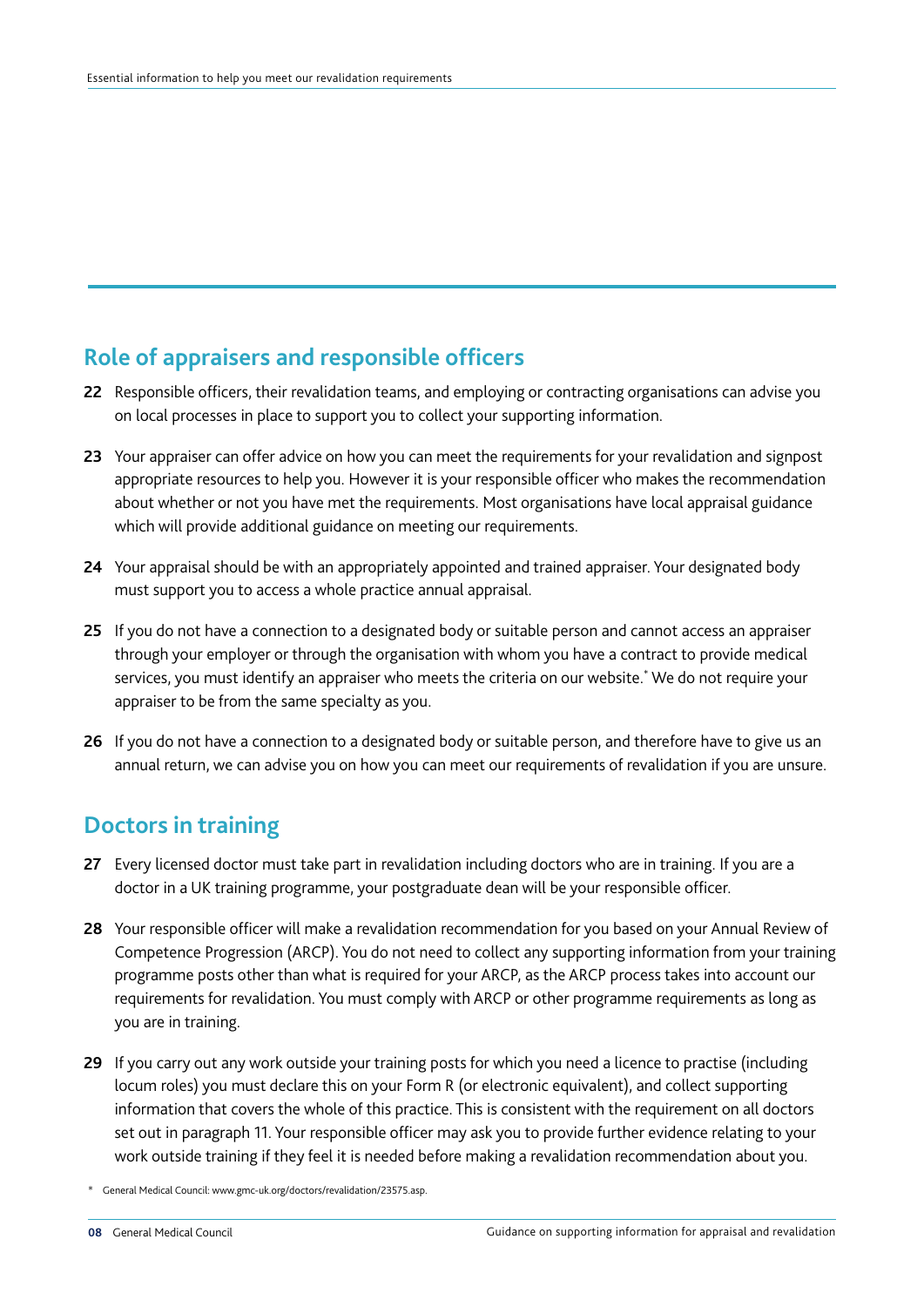## Role of appraisers and responsible officers

**22** Responsible officers, their revalidation teams, and employing or contracting organisations can advise you on local processes in place to support you to collect your supporting information.

**23** Your appraiser can offer advice on how you can meet the requirements for your revalidation and signpost appropriate resources to help you. However it is your responsible officer who makes the recommendation about whether or not you have met the requirements. Most organisations have local appraisal guidance which will provide additional guidance on meeting our requirements.

**24** Your appraisal should be with an appropriately appointed and trained appraiser. Your designated body must support you to access a whole practice annual appraisal.

**25** If you do not have a connection to a designated body or suitable person and cannot access an appraiser through your employer or through the organisation with whom you have a contract to provide medical services, you must identify an appraiser who meets the criteria on our website.[*] We do not require your appraiser to be from the same specialty as you.

**26** If you do not have a connection to a designated body or suitable person, and therefore have to give us an annual return, we can advise you on how you can meet our requirements of revalidation if you are unsure.

## Doctors in training

**27** Every licensed doctor must take part in revalidation including doctors who are in training. If you are a doctor in a UK training programme, your postgraduate dean will be your responsible officer.

**28** Your responsible officer will make a revalidation recommendation for you based on your Annual Review of Competence Progression (ARCP). You do not need to collect any supporting information from your training programme posts other than what is required for your ARCP, as the ARCP process takes into account our requirements for revalidation. You must comply with ARCP or other programme requirements as long as you are in training.

**29** If you carry out any work outside your training posts for which you need a licence to practise (including locum roles) you must declare this on your Form R (or electronic equivalent), and collect supporting information that covers the whole of this practice. This is consistent with the requirement on all doctors set out in paragraph 11. Your responsible officer may ask you to provide further evidence relating to your work outside training if they feel it is needed before making a revalidation recommendation about you.

\* General Medical Council: www.gmc-uk.org/doctors/revalidation/23575.asp.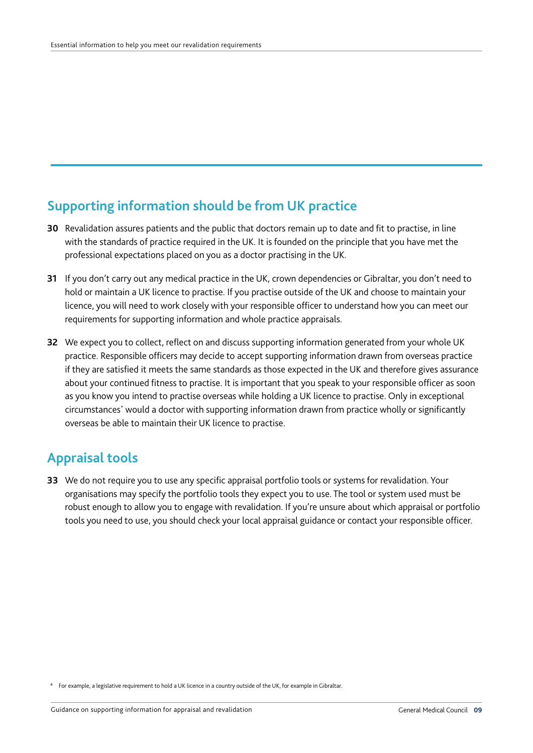## Supporting information should be from UK practice

**30** Revalidation assures patients and the public that doctors remain up to date and fit to practise, in line with the standards of practice required in the UK. It is founded on the principle that you have met the professional expectations placed on you as a doctor practising in the UK.

**31** If you don't carry out any medical practice in the UK, crown dependencies or Gibraltar, you don't need to hold or maintain a UK licence to practise. If you practise outside of the UK and choose to maintain your licence, you will need to work closely with your responsible officer to understand how you can meet our requirements for supporting information and whole practice appraisals.

**32** We expect you to collect, reflect on and discuss supporting information generated from your whole UK practice. Responsible officers may decide to accept supporting information drawn from overseas practice if they are satisfied it meets the same standards as those expected in the UK and therefore gives assurance about your continued fitness to practise. It is important that you speak to your responsible officer as soon as you know you intend to practise overseas while holding a UK licence to practise. Only in exceptional circumstances* would a doctor with supporting information drawn from practice wholly or significantly overseas be able to maintain their UK licence to practise.

## Appraisal tools

**33** We do not require you to use any specific appraisal portfolio tools or systems for revalidation. Your organisations may specify the portfolio tools they expect you to use. The tool or system used must be robust enough to allow you to engage with revalidation. If you're unsure about which appraisal or portfolio tools you need to use, you should check your local appraisal guidance or contact your responsible officer.

\* For example, a legislative requirement to hold a UK licence in a country outside of the UK, for example in Gibraltar.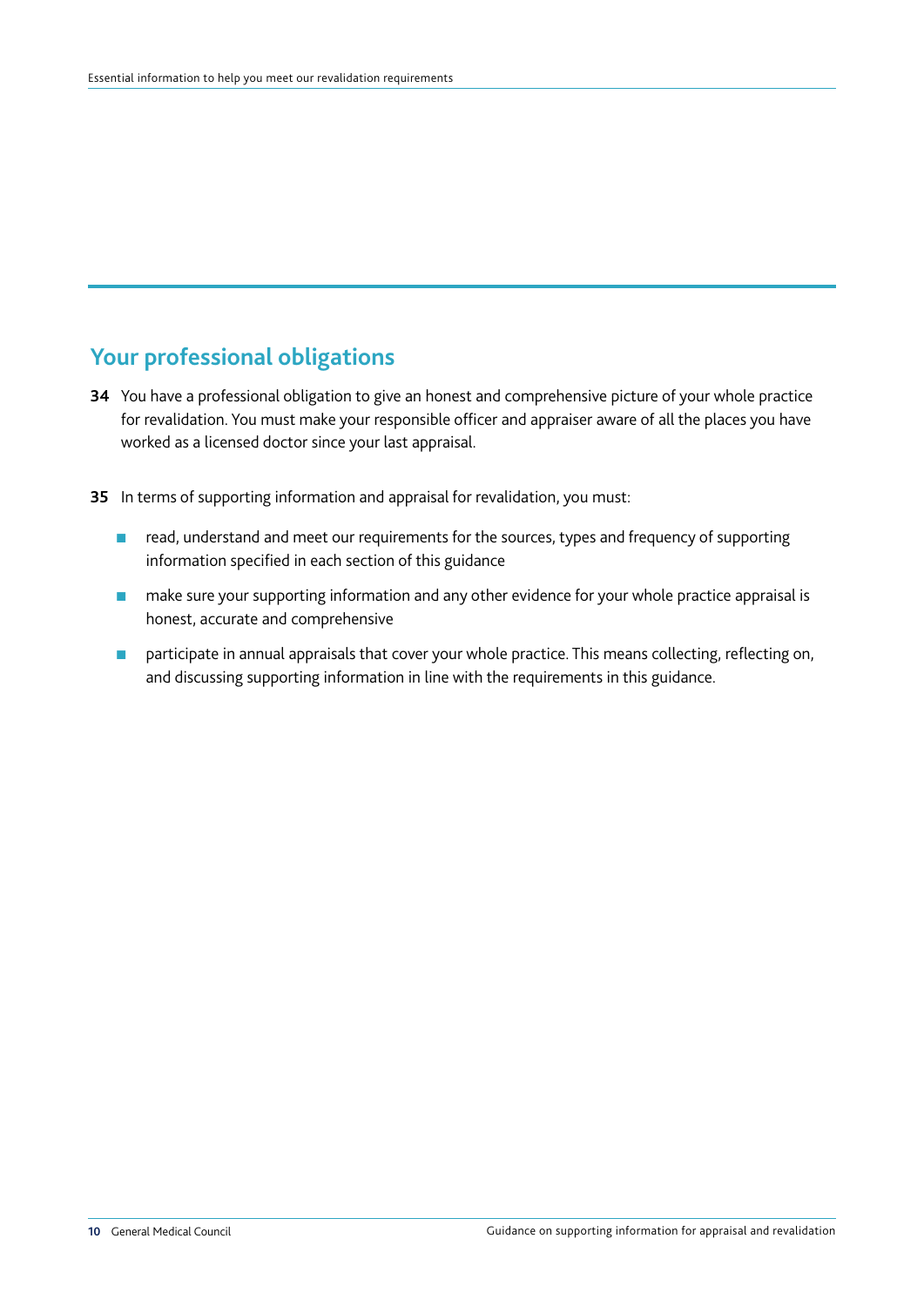## Your professional obligations

**34** You have a professional obligation to give an honest and comprehensive picture of your whole practice for revalidation. You must make your responsible officer and appraiser aware of all the places you have worked as a licensed doctor since your last appraisal.

**35** In terms of supporting information and appraisal for revalidation, you must:

- read, understand and meet our requirements for the sources, types and frequency of supporting information specified in each section of this guidance
- make sure your supporting information and any other evidence for your whole practice appraisal is honest, accurate and comprehensive
- participate in annual appraisals that cover your whole practice. This means collecting, reflecting on, and discussing supporting information in line with the requirements in this guidance.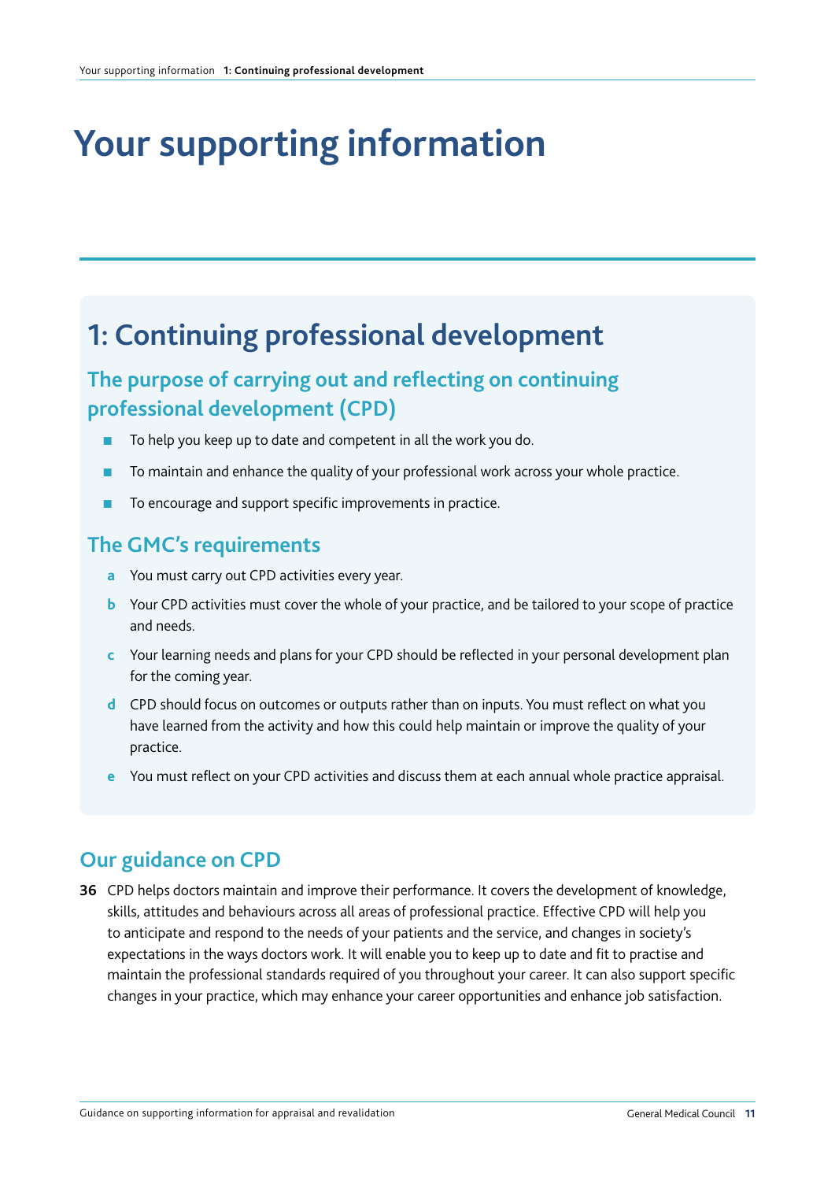# Your supporting information

## 1: Continuing professional development

### The purpose of carrying out and reflecting on continuing professional development (CPD)

- To help you keep up to date and competent in all the work you do.
- To maintain and enhance the quality of your professional work across your whole practice.
- To encourage and support specific improvements in practice.

### The GMC's requirements

- **a** You must carry out CPD activities every year.
- **b** Your CPD activities must cover the whole of your practice, and be tailored to your scope of practice and needs.
- **c** Your learning needs and plans for your CPD should be reflected in your personal development plan for the coming year.
- **d** CPD should focus on outcomes or outputs rather than on inputs. You must reflect on what you have learned from the activity and how this could help maintain or improve the quality of your practice.
- **e** You must reflect on your CPD activities and discuss them at each annual whole practice appraisal.

### Our guidance on CPD

**36** CPD helps doctors maintain and improve their performance. It covers the development of knowledge, skills, attitudes and behaviours across all areas of professional practice. Effective CPD will help you to anticipate and respond to the needs of your patients and the service, and changes in society's expectations in the ways doctors work. It will enable you to keep up to date and fit to practise and maintain the professional standards required of you throughout your career. It can also support specific changes in your practice, which may enhance your career opportunities and enhance job satisfaction.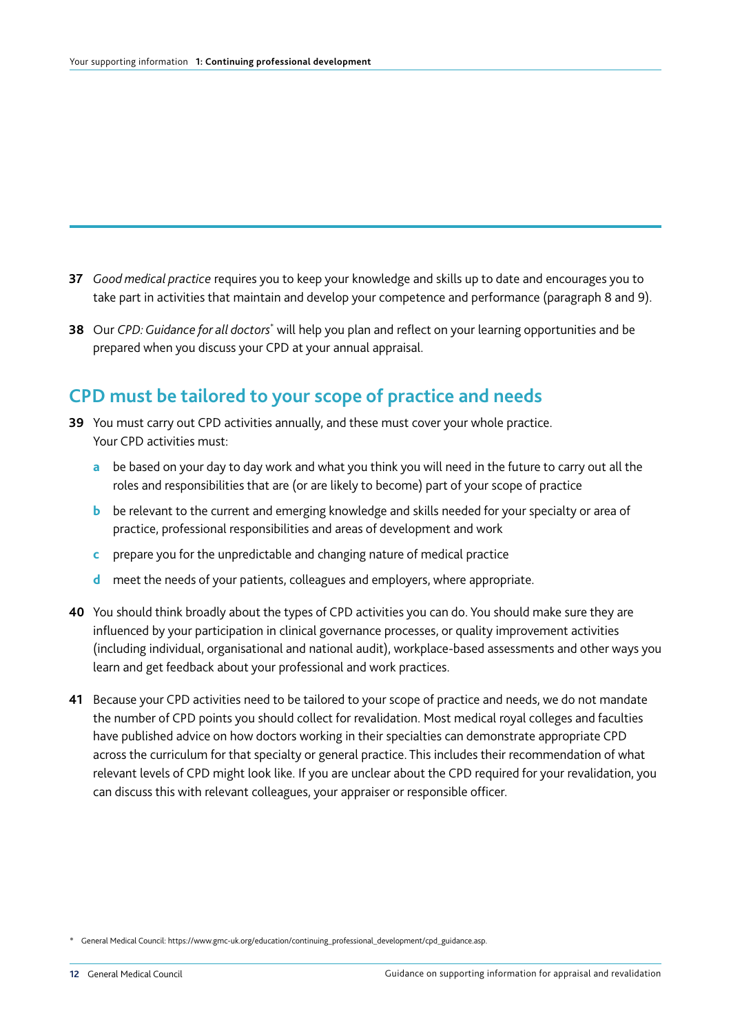**37** *Good medical practice* requires you to keep your knowledge and skills up to date and encourages you to take part in activities that maintain and develop your competence and performance (paragraph 8 and 9).

**38** Our *CPD: Guidance for all doctors*[*] will help you plan and reflect on your learning opportunities and be prepared when you discuss your CPD at your annual appraisal.

## CPD must be tailored to your scope of practice and needs

**39** You must carry out CPD activities annually, and these must cover your whole practice. Your CPD activities must:

- **a** be based on your day to day work and what you think you will need in the future to carry out all the roles and responsibilities that are (or are likely to become) part of your scope of practice
- **b** be relevant to the current and emerging knowledge and skills needed for your specialty or area of practice, professional responsibilities and areas of development and work
- **c** prepare you for the unpredictable and changing nature of medical practice
- **d** meet the needs of your patients, colleagues and employers, where appropriate.

**40** You should think broadly about the types of CPD activities you can do. You should make sure they are influenced by your participation in clinical governance processes, or quality improvement activities (including individual, organisational and national audit), workplace-based assessments and other ways you learn and get feedback about your professional and work practices.

**41** Because your CPD activities need to be tailored to your scope of practice and needs, we do not mandate the number of CPD points you should collect for revalidation. Most medical royal colleges and faculties have published advice on how doctors working in their specialties can demonstrate appropriate CPD across the curriculum for that specialty or general practice. This includes their recommendation of what relevant levels of CPD might look like. If you are unclear about the CPD required for your revalidation, you can discuss this with relevant colleagues, your appraiser or responsible officer.

[*] General Medical Council: https://www.gmc-uk.org/education/continuing_professional_development/cpd_guidance.asp.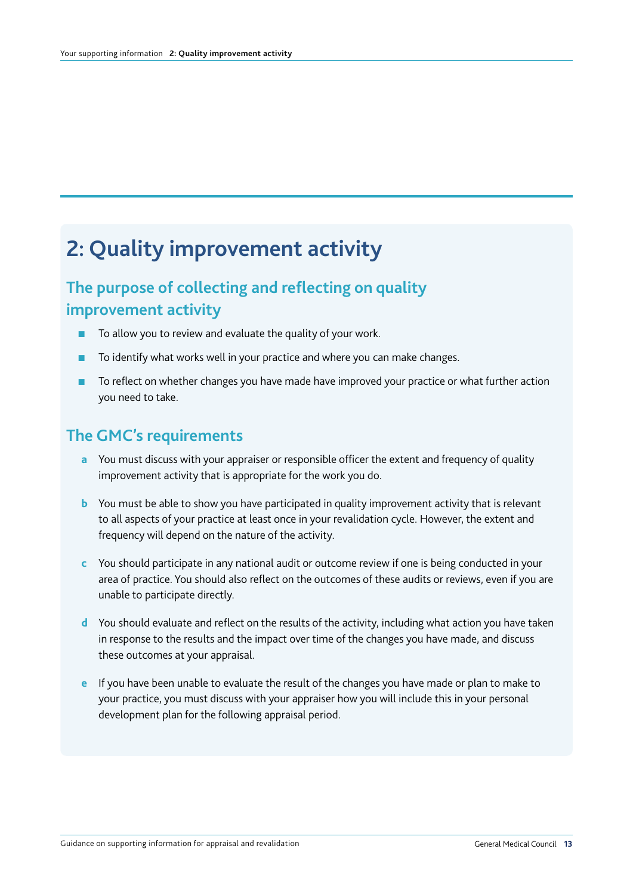## 2: Quality improvement activity

### The purpose of collecting and reflecting on quality improvement activity

- To allow you to review and evaluate the quality of your work.
- To identify what works well in your practice and where you can make changes.
- To reflect on whether changes you have made have improved your practice or what further action you need to take.

### The GMC's requirements

**a** You must discuss with your appraiser or responsible officer the extent and frequency of quality improvement activity that is appropriate for the work you do.

**b** You must be able to show you have participated in quality improvement activity that is relevant to all aspects of your practice at least once in your revalidation cycle. However, the extent and frequency will depend on the nature of the activity.

**c** You should participate in any national audit or outcome review if one is being conducted in your area of practice. You should also reflect on the outcomes of these audits or reviews, even if you are unable to participate directly.

**d** You should evaluate and reflect on the results of the activity, including what action you have taken in response to the results and the impact over time of the changes you have made, and discuss these outcomes at your appraisal.

**e** If you have been unable to evaluate the result of the changes you have made or plan to make to your practice, you must discuss with your appraiser how you will include this in your personal development plan for the following appraisal period.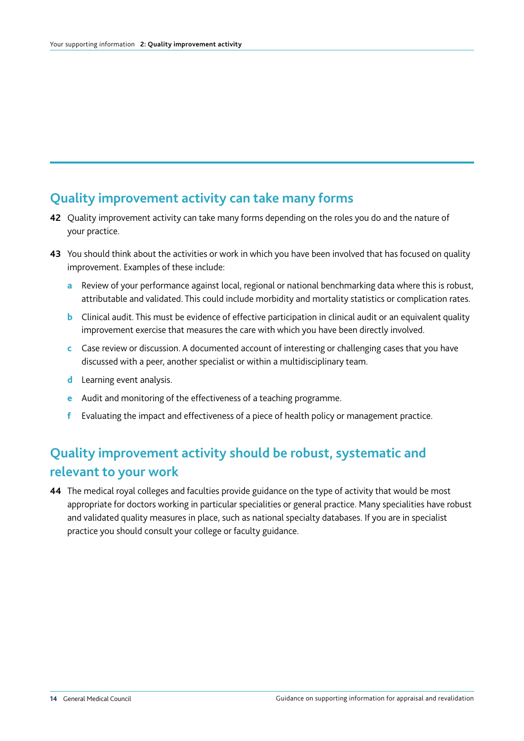## Quality improvement activity can take many forms

**42** Quality improvement activity can take many forms depending on the roles you do and the nature of your practice.

**43** You should think about the activities or work in which you have been involved that has focused on quality improvement. Examples of these include:

- **a** Review of your performance against local, regional or national benchmarking data where this is robust, attributable and validated. This could include morbidity and mortality statistics or complication rates.
- **b** Clinical audit. This must be evidence of effective participation in clinical audit or an equivalent quality improvement exercise that measures the care with which you have been directly involved.
- **c** Case review or discussion. A documented account of interesting or challenging cases that you have discussed with a peer, another specialist or within a multidisciplinary team.
- **d** Learning event analysis.
- **e** Audit and monitoring of the effectiveness of a teaching programme.
- **f** Evaluating the impact and effectiveness of a piece of health policy or management practice.

## Quality improvement activity should be robust, systematic and relevant to your work

**44** The medical royal colleges and faculties provide guidance on the type of activity that would be most appropriate for doctors working in particular specialities or general practice. Many specialities have robust and validated quality measures in place, such as national specialty databases. If you are in specialist practice you should consult your college or faculty guidance.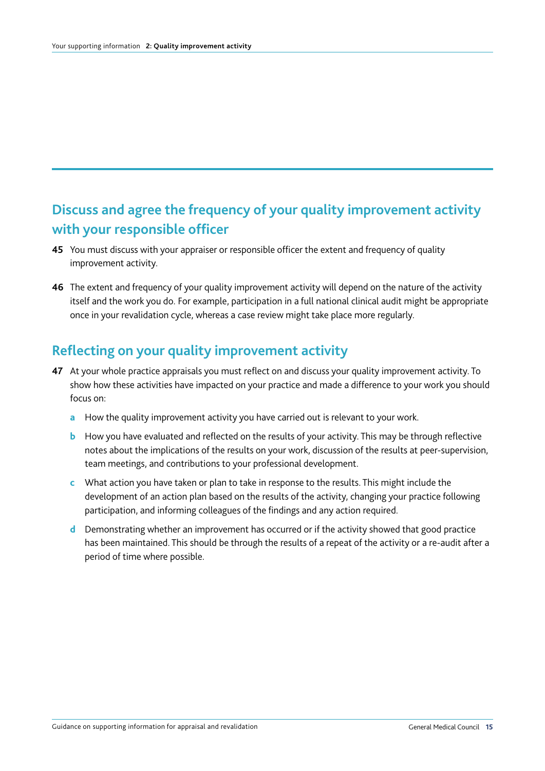## Discuss and agree the frequency of your quality improvement activity with your responsible officer

**45** You must discuss with your appraiser or responsible officer the extent and frequency of quality improvement activity.

**46** The extent and frequency of your quality improvement activity will depend on the nature of the activity itself and the work you do. For example, participation in a full national clinical audit might be appropriate once in your revalidation cycle, whereas a case review might take place more regularly.

## Reflecting on your quality improvement activity

**47** At your whole practice appraisals you must reflect on and discuss your quality improvement activity. To show how these activities have impacted on your practice and made a difference to your work you should focus on:

- **a** How the quality improvement activity you have carried out is relevant to your work.
- **b** How you have evaluated and reflected on the results of your activity. This may be through reflective notes about the implications of the results on your work, discussion of the results at peer-supervision, team meetings, and contributions to your professional development.
- **c** What action you have taken or plan to take in response to the results. This might include the development of an action plan based on the results of the activity, changing your practice following participation, and informing colleagues of the findings and any action required.
- **d** Demonstrating whether an improvement has occurred or if the activity showed that good practice has been maintained. This should be through the results of a repeat of the activity or a re-audit after a period of time where possible.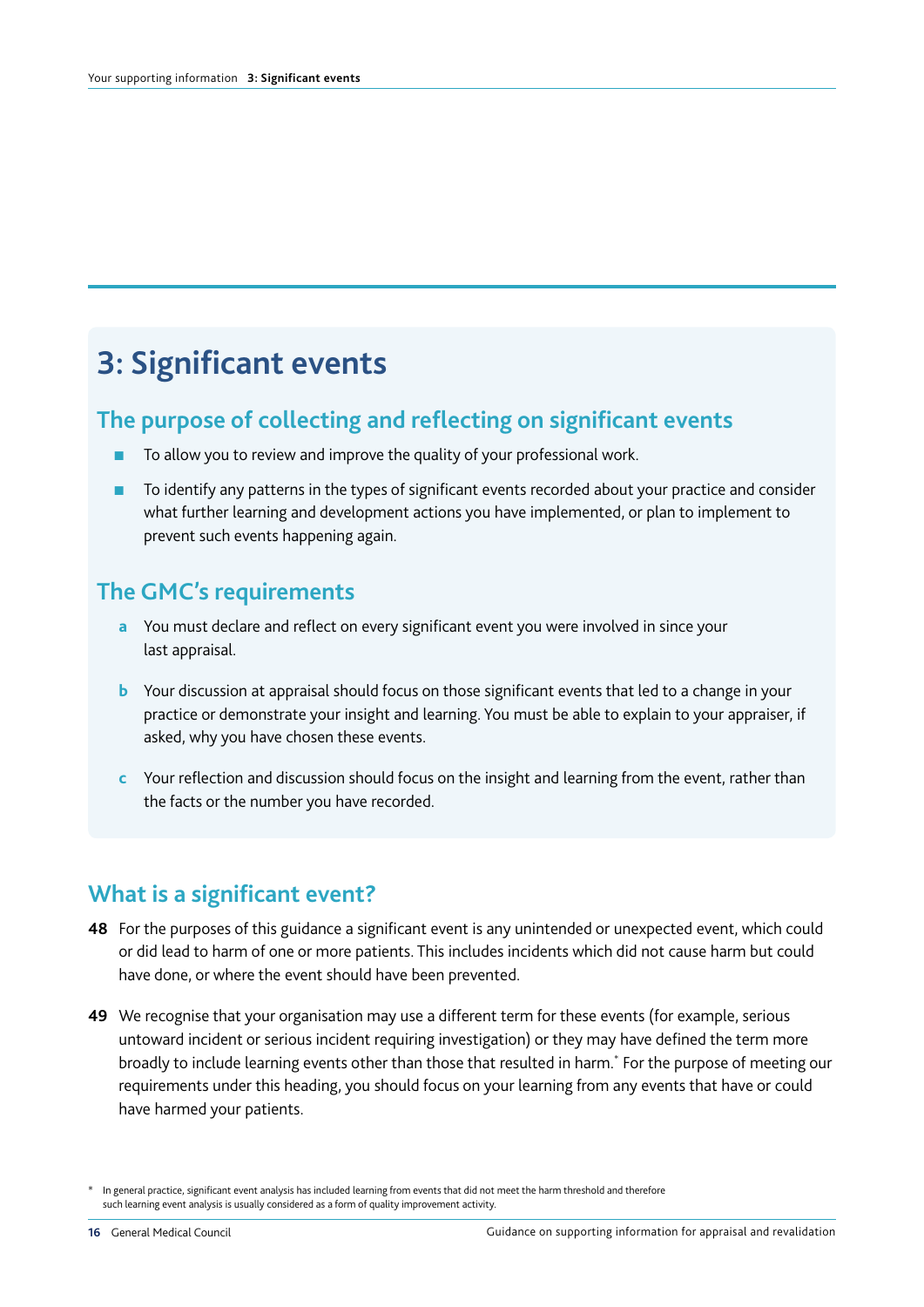# 3: Significant events

## The purpose of collecting and reflecting on significant events

- To allow you to review and improve the quality of your professional work.
- To identify any patterns in the types of significant events recorded about your practice and consider what further learning and development actions you have implemented, or plan to implement to prevent such events happening again.

## The GMC's requirements

**a** You must declare and reflect on every significant event you were involved in since your last appraisal.

**b** Your discussion at appraisal should focus on those significant events that led to a change in your practice or demonstrate your insight and learning. You must be able to explain to your appraiser, if asked, why you have chosen these events.

**c** Your reflection and discussion should focus on the insight and learning from the event, rather than the facts or the number you have recorded.

## What is a significant event?

**48** For the purposes of this guidance a significant event is any unintended or unexpected event, which could or did lead to harm of one or more patients. This includes incidents which did not cause harm but could have done, or where the event should have been prevented.

**49** We recognise that your organisation may use a different term for these events (for example, serious untoward incident or serious incident requiring investigation) or they may have defined the term more broadly to include learning events other than those that resulted in harm.* For the purpose of meeting our requirements under this heading, you should focus on your learning from any events that have or could have harmed your patients.

\* In general practice, significant event analysis has included learning from events that did not meet the harm threshold and therefore such learning event analysis is usually considered as a form of quality improvement activity.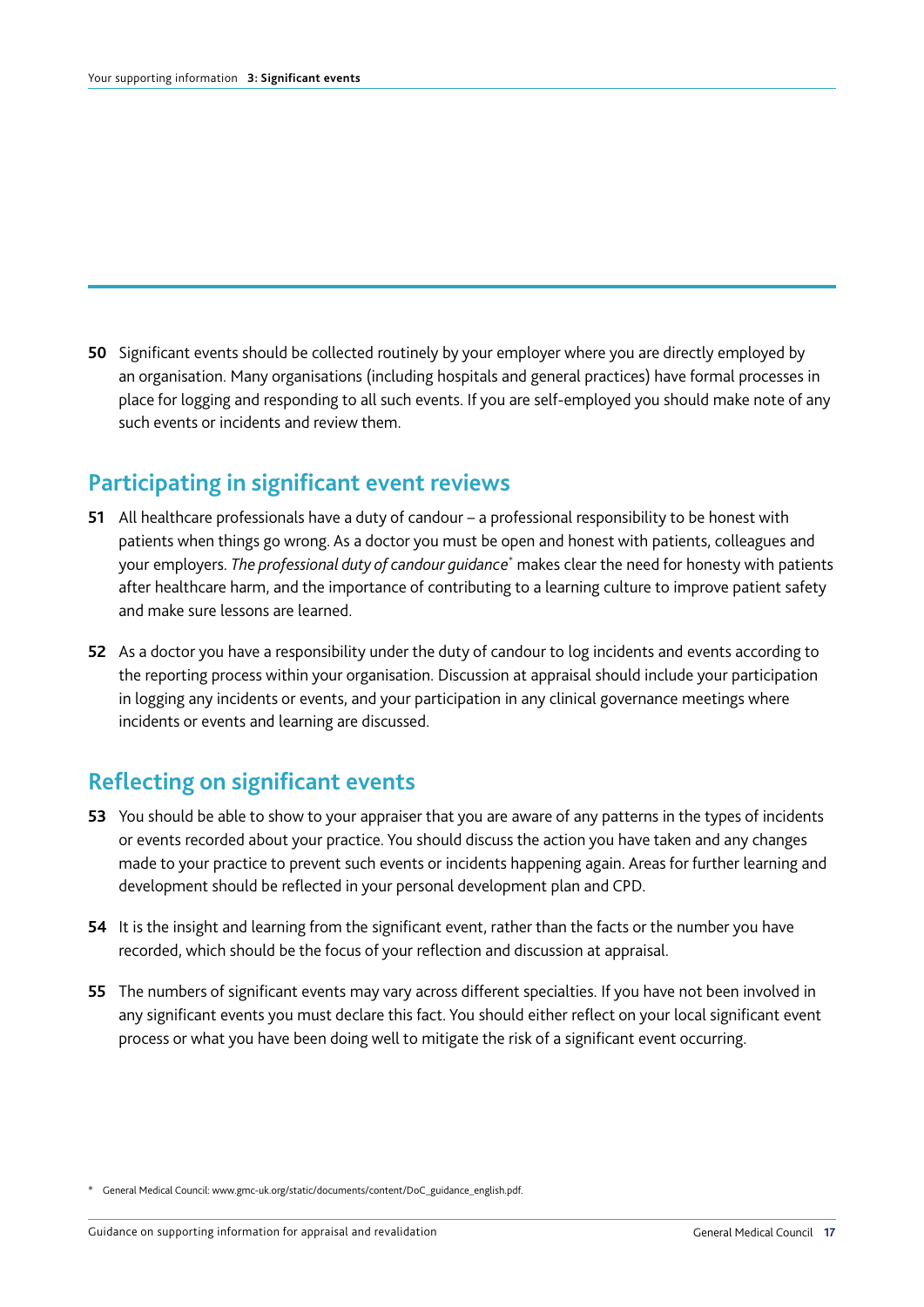50 Significant events should be collected routinely by your employer where you are directly employed by an organisation. Many organisations (including hospitals and general practices) have formal processes in place for logging and responding to all such events. If you are self-employed you should make note of any such events or incidents and review them.

## Participating in significant event reviews

51 All healthcare professionals have a duty of candour – a professional responsibility to be honest with patients when things go wrong. As a doctor you must be open and honest with patients, colleagues and your employers. *The professional duty of candour guidance*\* makes clear the need for honesty with patients after healthcare harm, and the importance of contributing to a learning culture to improve patient safety and make sure lessons are learned.

52 As a doctor you have a responsibility under the duty of candour to log incidents and events according to the reporting process within your organisation. Discussion at appraisal should include your participation in logging any incidents or events, and your participation in any clinical governance meetings where incidents or events and learning are discussed.

## Reflecting on significant events

53 You should be able to show to your appraiser that you are aware of any patterns in the types of incidents or events recorded about your practice. You should discuss the action you have taken and any changes made to your practice to prevent such events or incidents happening again. Areas for further learning and development should be reflected in your personal development plan and CPD.

54 It is the insight and learning from the significant event, rather than the facts or the number you have recorded, which should be the focus of your reflection and discussion at appraisal.

55 The numbers of significant events may vary across different specialties. If you have not been involved in any significant events you must declare this fact. You should either reflect on your local significant event process or what you have been doing well to mitigate the risk of a significant event occurring.

\* General Medical Council: www.gmc-uk.org/static/documents/content/DoC_guidance_english.pdf.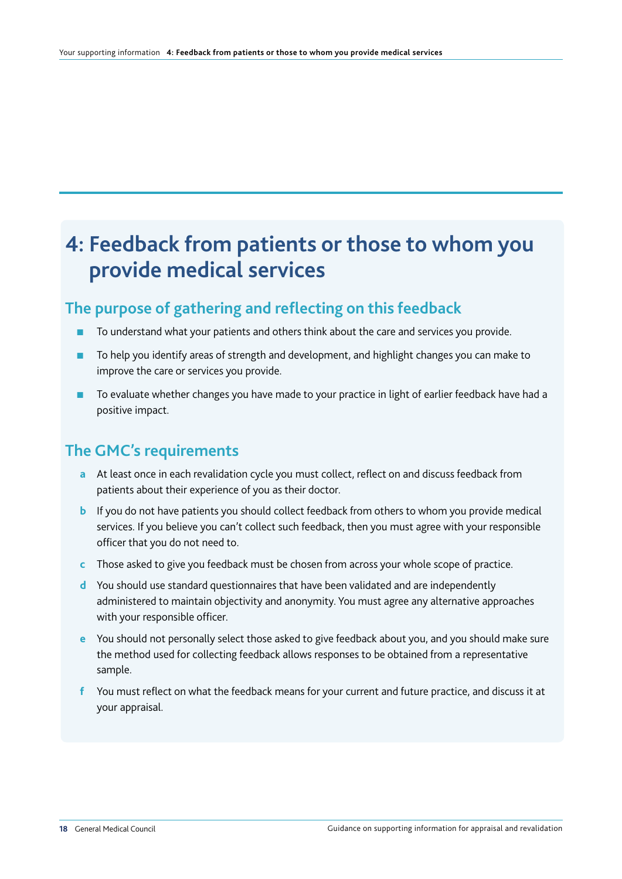# 4: Feedback from patients or those to whom you provide medical services

## The purpose of gathering and reflecting on this feedback

- To understand what your patients and others think about the care and services you provide.
- To help you identify areas of strength and development, and highlight changes you can make to improve the care or services you provide.
- To evaluate whether changes you have made to your practice in light of earlier feedback have had a positive impact.

## The GMC's requirements

a. At least once in each revalidation cycle you must collect, reflect on and discuss feedback from patients about their experience of you as their doctor.

b. If you do not have patients you should collect feedback from others to whom you provide medical services. If you believe you can't collect such feedback, then you must agree with your responsible officer that you do not need to.

c. Those asked to give you feedback must be chosen from across your whole scope of practice.

d. You should use standard questionnaires that have been validated and are independently administered to maintain objectivity and anonymity. You must agree any alternative approaches with your responsible officer.

e. You should not personally select those asked to give feedback about you, and you should make sure the method used for collecting feedback allows responses to be obtained from a representative sample.

f. You must reflect on what the feedback means for your current and future practice, and discuss it at your appraisal.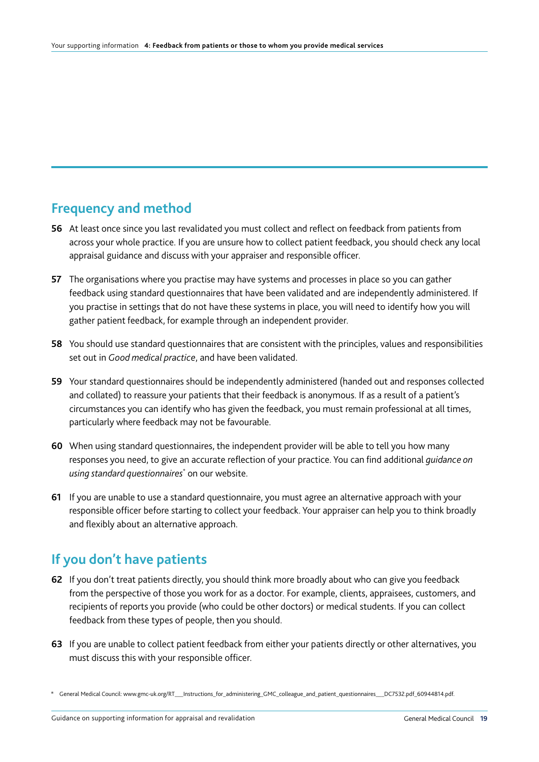## Frequency and method

**56** At least once since you last revalidated you must collect and reflect on feedback from patients from across your whole practice. If you are unsure how to collect patient feedback, you should check any local appraisal guidance and discuss with your appraiser and responsible officer.

**57** The organisations where you practise may have systems and processes in place so you can gather feedback using standard questionnaires that have been validated and are independently administered. If you practise in settings that do not have these systems in place, you will need to identify how you will gather patient feedback, for example through an independent provider.

**58** You should use standard questionnaires that are consistent with the principles, values and responsibilities set out in *Good medical practice*, and have been validated.

**59** Your standard questionnaires should be independently administered (handed out and responses collected and collated) to reassure your patients that their feedback is anonymous. If as a result of a patient's circumstances you can identify who has given the feedback, you must remain professional at all times, particularly where feedback may not be favourable.

**60** When using standard questionnaires, the independent provider will be able to tell you how many responses you need, to give an accurate reflection of your practice. You can find additional *guidance on using standard questionnaires*[*] on our website.

**61** If you are unable to use a standard questionnaire, you must agree an alternative approach with your responsible officer before starting to collect your feedback. Your appraiser can help you to think broadly and flexibly about an alternative approach.

## If you don't have patients

**62** If you don't treat patients directly, you should think more broadly about who can give you feedback from the perspective of those you work for as a doctor. For example, clients, appraisees, customers, and recipients of reports you provide (who could be other doctors) or medical students. If you can collect feedback from these types of people, then you should.

**63** If you are unable to collect patient feedback from either your patients directly or other alternatives, you must discuss this with your responsible officer.

[*] General Medical Council: www.gmc-uk.org/RT___Instructions_for_administering_GMC_colleague_and_patient_questionnaires___DC7532.pdf_60944814.pdf.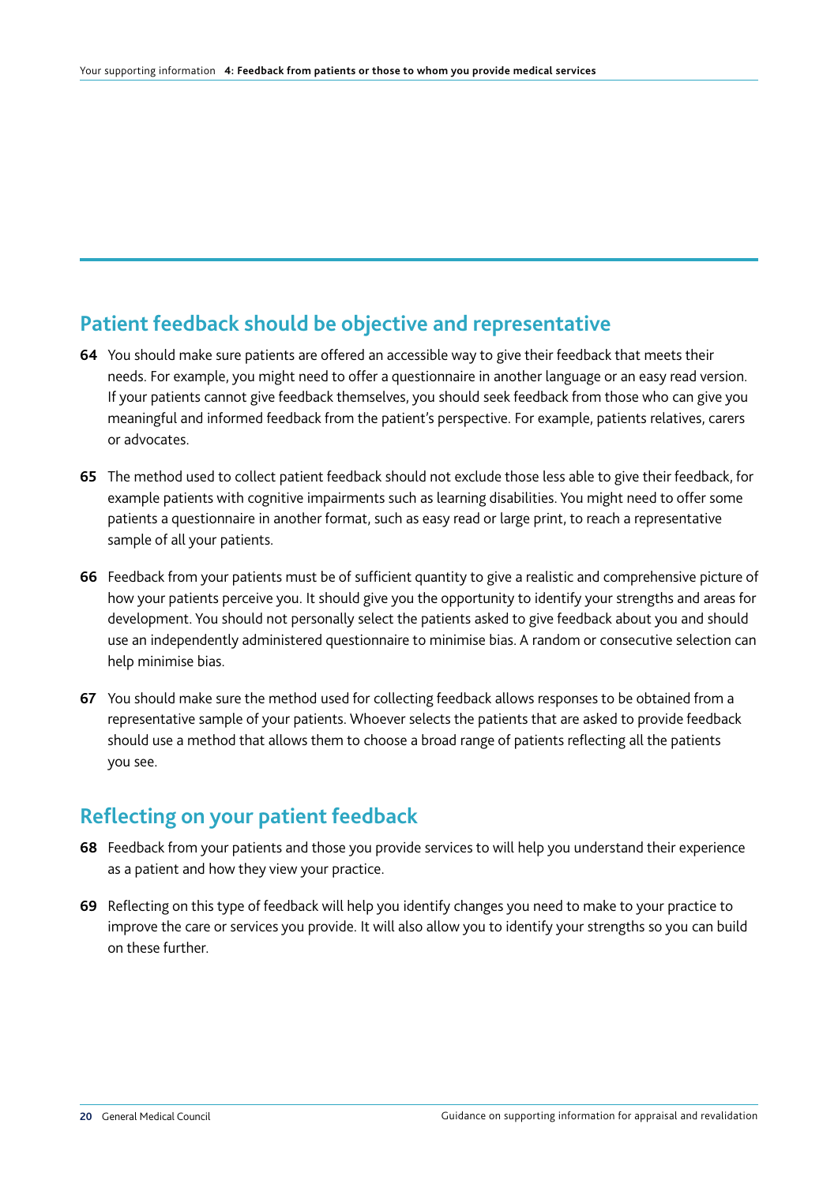## Patient feedback should be objective and representative

**64** You should make sure patients are offered an accessible way to give their feedback that meets their needs. For example, you might need to offer a questionnaire in another language or an easy read version. If your patients cannot give feedback themselves, you should seek feedback from those who can give you meaningful and informed feedback from the patient's perspective. For example, patients relatives, carers or advocates.

**65** The method used to collect patient feedback should not exclude those less able to give their feedback, for example patients with cognitive impairments such as learning disabilities. You might need to offer some patients a questionnaire in another format, such as easy read or large print, to reach a representative sample of all your patients.

**66** Feedback from your patients must be of sufficient quantity to give a realistic and comprehensive picture of how your patients perceive you. It should give you the opportunity to identify your strengths and areas for development. You should not personally select the patients asked to give feedback about you and should use an independently administered questionnaire to minimise bias. A random or consecutive selection can help minimise bias.

**67** You should make sure the method used for collecting feedback allows responses to be obtained from a representative sample of your patients. Whoever selects the patients that are asked to provide feedback should use a method that allows them to choose a broad range of patients reflecting all the patients you see.

## Reflecting on your patient feedback

**68** Feedback from your patients and those you provide services to will help you understand their experience as a patient and how they view your practice.

**69** Reflecting on this type of feedback will help you identify changes you need to make to your practice to improve the care or services you provide. It will also allow you to identify your strengths so you can build on these further.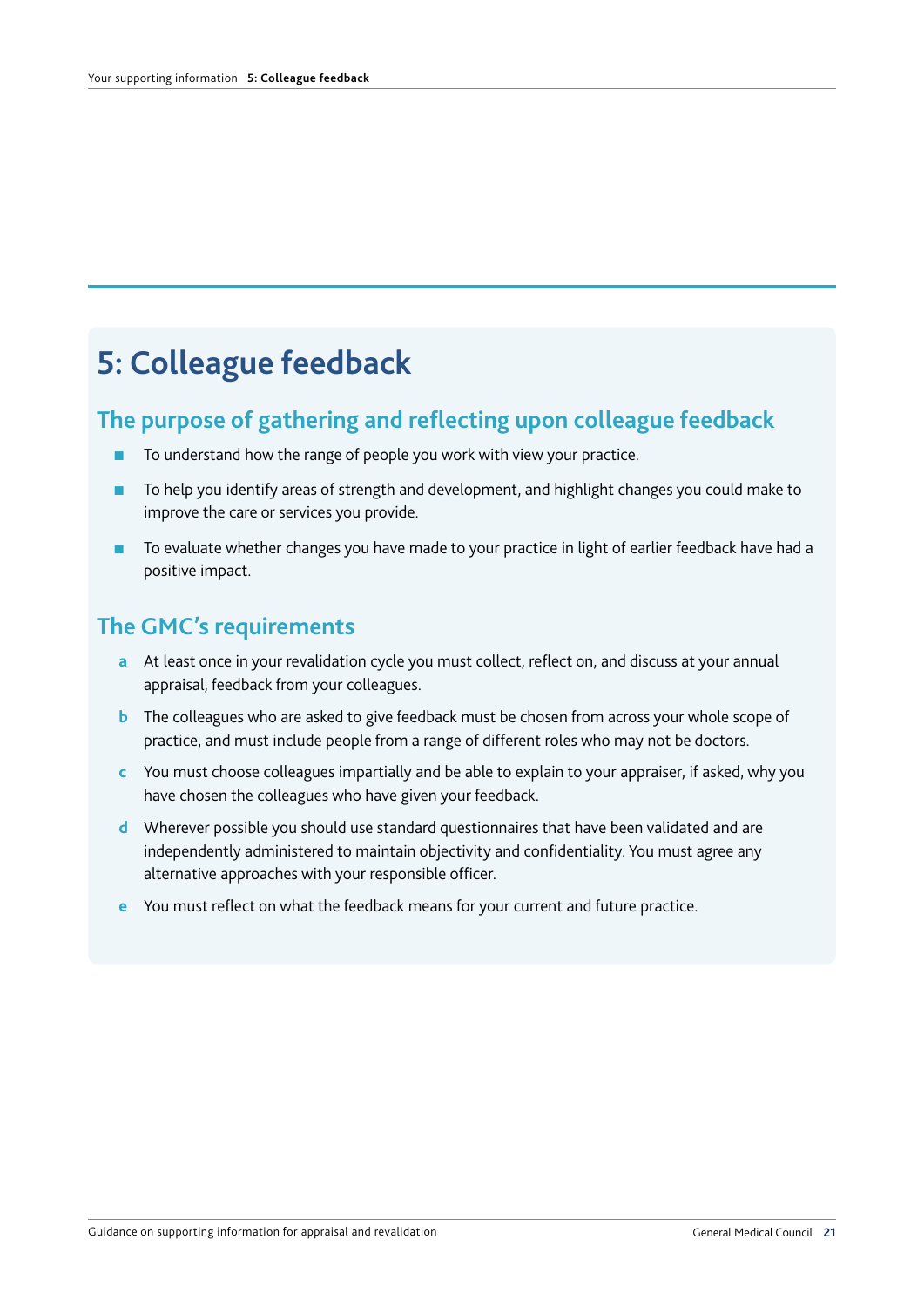# 5: Colleague feedback

## The purpose of gathering and reflecting upon colleague feedback

- To understand how the range of people you work with view your practice.
- To help you identify areas of strength and development, and highlight changes you could make to improve the care or services you provide.
- To evaluate whether changes you have made to your practice in light of earlier feedback have had a positive impact.

## The GMC's requirements

a At least once in your revalidation cycle you must collect, reflect on, and discuss at your annual appraisal, feedback from your colleagues.

b The colleagues who are asked to give feedback must be chosen from across your whole scope of practice, and must include people from a range of different roles who may not be doctors.

c You must choose colleagues impartially and be able to explain to your appraiser, if asked, why you have chosen the colleagues who have given your feedback.

d Wherever possible you should use standard questionnaires that have been validated and are independently administered to maintain objectivity and confidentiality. You must agree any alternative approaches with your responsible officer.

e You must reflect on what the feedback means for your current and future practice.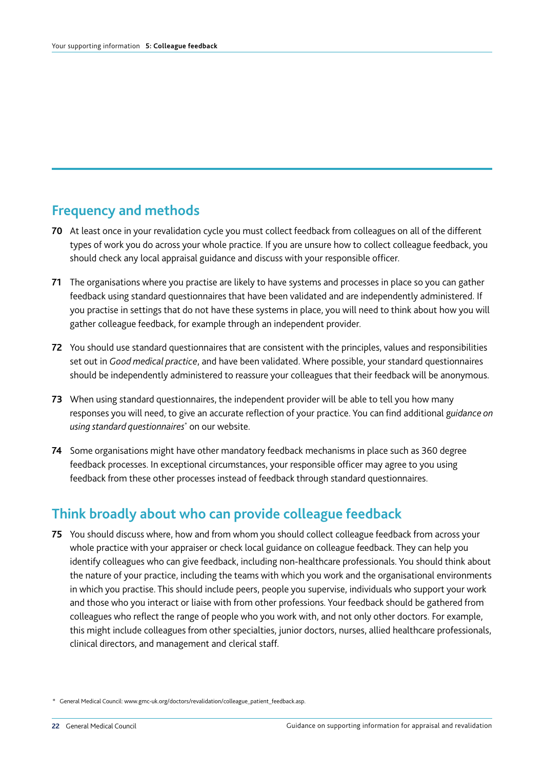## Frequency and methods

**70** At least once in your revalidation cycle you must collect feedback from colleagues on all of the different types of work you do across your whole practice. If you are unsure how to collect colleague feedback, you should check any local appraisal guidance and discuss with your responsible officer.

**71** The organisations where you practise are likely to have systems and processes in place so you can gather feedback using standard questionnaires that have been validated and are independently administered. If you practise in settings that do not have these systems in place, you will need to think about how you will gather colleague feedback, for example through an independent provider.

**72** You should use standard questionnaires that are consistent with the principles, values and responsibilities set out in *Good medical practice*, and have been validated. Where possible, your standard questionnaires should be independently administered to reassure your colleagues that their feedback will be anonymous.

**73** When using standard questionnaires, the independent provider will be able to tell you how many responses you will need, to give an accurate reflection of your practice. You can find additional *guidance on using standard questionnaires*\* on our website.

**74** Some organisations might have other mandatory feedback mechanisms in place such as 360 degree feedback processes. In exceptional circumstances, your responsible officer may agree to you using feedback from these other processes instead of feedback through standard questionnaires.

## Think broadly about who can provide colleague feedback

**75** You should discuss where, how and from whom you should collect colleague feedback from across your whole practice with your appraiser or check local guidance on colleague feedback. They can help you identify colleagues who can give feedback, including non-healthcare professionals. You should think about the nature of your practice, including the teams with which you work and the organisational environments in which you practise. This should include peers, people you supervise, individuals who support your work and those who you interact or liaise with from other professions. Your feedback should be gathered from colleagues who reflect the range of people who you work with, and not only other doctors. For example, this might include colleagues from other specialties, junior doctors, nurses, allied healthcare professionals, clinical directors, and management and clerical staff.

\* General Medical Council: www.gmc-uk.org/doctors/revalidation/colleague_patient_feedback.asp.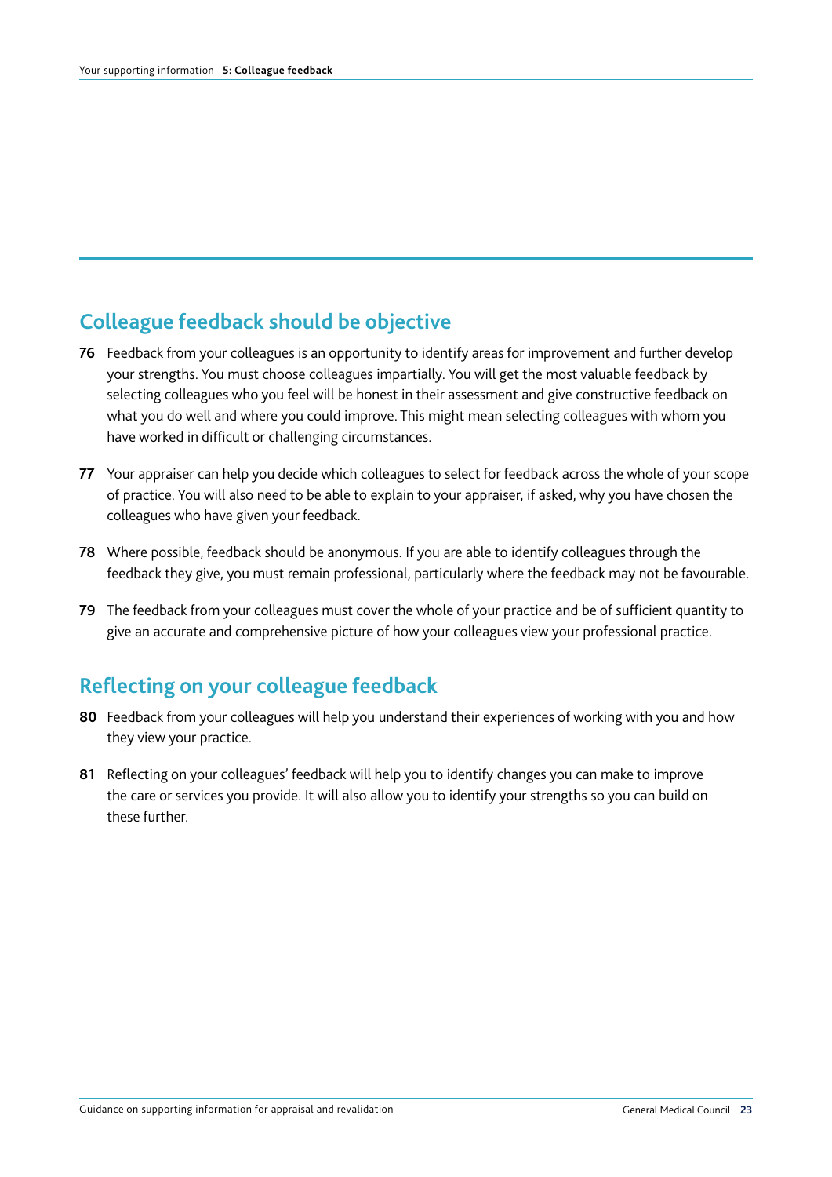## Colleague feedback should be objective

**76** Feedback from your colleagues is an opportunity to identify areas for improvement and further develop your strengths. You must choose colleagues impartially. You will get the most valuable feedback by selecting colleagues who you feel will be honest in their assessment and give constructive feedback on what you do well and where you could improve. This might mean selecting colleagues with whom you have worked in difficult or challenging circumstances.

**77** Your appraiser can help you decide which colleagues to select for feedback across the whole of your scope of practice. You will also need to be able to explain to your appraiser, if asked, why you have chosen the colleagues who have given your feedback.

**78** Where possible, feedback should be anonymous. If you are able to identify colleagues through the feedback they give, you must remain professional, particularly where the feedback may not be favourable.

**79** The feedback from your colleagues must cover the whole of your practice and be of sufficient quantity to give an accurate and comprehensive picture of how your colleagues view your professional practice.

## Reflecting on your colleague feedback

**80** Feedback from your colleagues will help you understand their experiences of working with you and how they view your practice.

**81** Reflecting on your colleagues' feedback will help you to identify changes you can make to improve the care or services you provide. It will also allow you to identify your strengths so you can build on these further.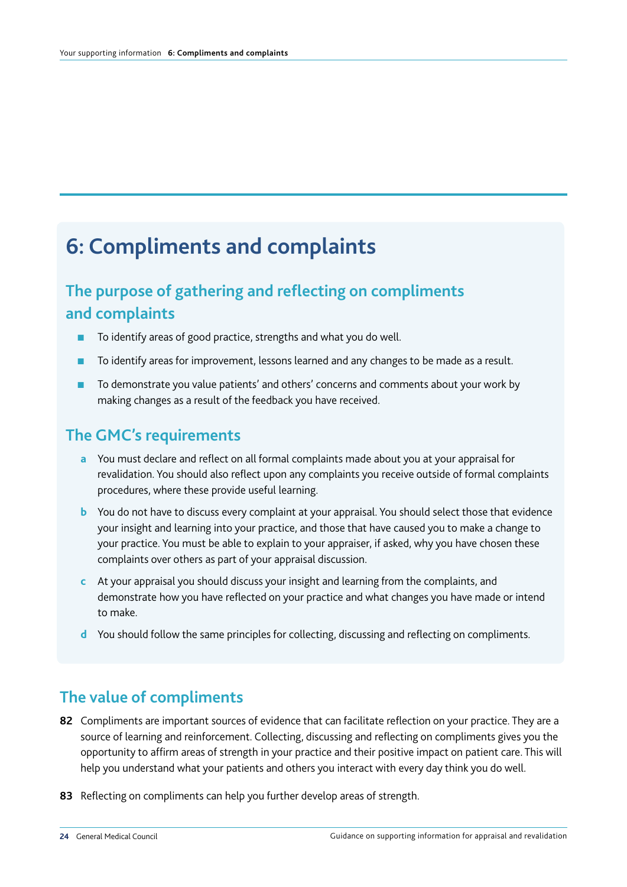# 6: Compliments and complaints

## The purpose of gathering and reflecting on compliments and complaints

- To identify areas of good practice, strengths and what you do well.
- To identify areas for improvement, lessons learned and any changes to be made as a result.
- To demonstrate you value patients' and others' concerns and comments about your work by making changes as a result of the feedback you have received.

## The GMC's requirements

**a** You must declare and reflect on all formal complaints made about you at your appraisal for revalidation. You should also reflect upon any complaints you receive outside of formal complaints procedures, where these provide useful learning.

**b** You do not have to discuss every complaint at your appraisal. You should select those that evidence your insight and learning into your practice, and those that have caused you to make a change to your practice. You must be able to explain to your appraiser, if asked, why you have chosen these complaints over others as part of your appraisal discussion.

**c** At your appraisal you should discuss your insight and learning from the complaints, and demonstrate how you have reflected on your practice and what changes you have made or intend to make.

**d** You should follow the same principles for collecting, discussing and reflecting on compliments.

## The value of compliments

**82** Compliments are important sources of evidence that can facilitate reflection on your practice. They are a source of learning and reinforcement. Collecting, discussing and reflecting on compliments gives you the opportunity to affirm areas of strength in your practice and their positive impact on patient care. This will help you understand what your patients and others you interact with every day think you do well.

**83** Reflecting on compliments can help you further develop areas of strength.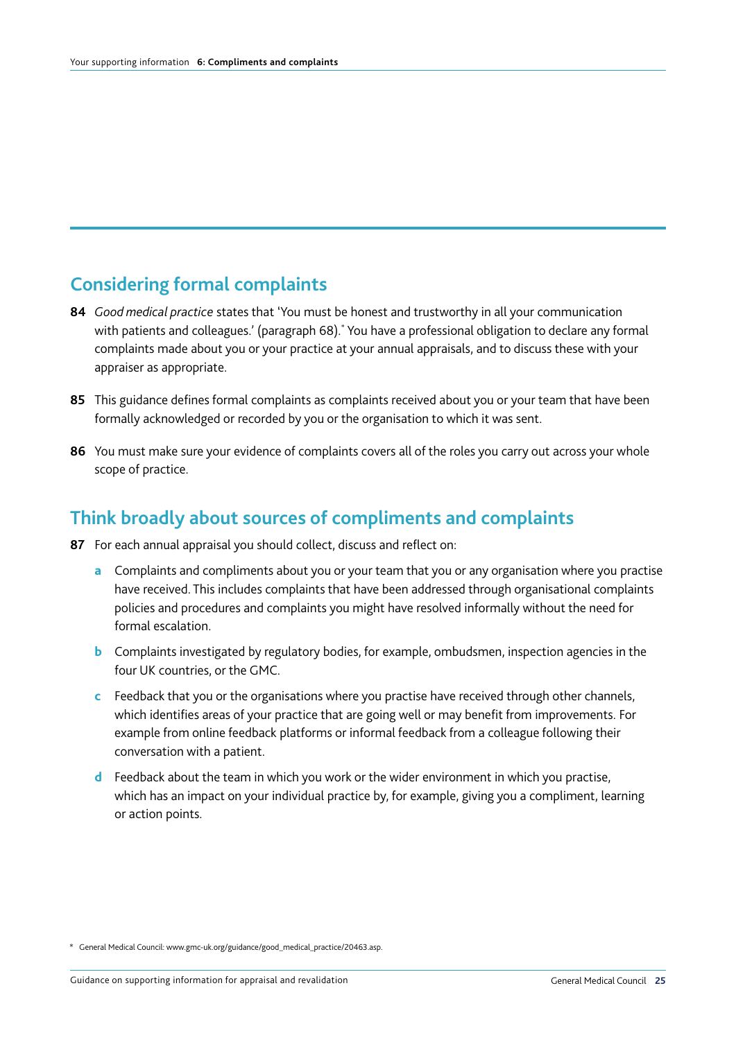## Considering formal complaints

**84** *Good medical practice* states that 'You must be honest and trustworthy in all your communication with patients and colleagues.' (paragraph 68).* You have a professional obligation to declare any formal complaints made about you or your practice at your annual appraisals, and to discuss these with your appraiser as appropriate.

**85** This guidance defines formal complaints as complaints received about you or your team that have been formally acknowledged or recorded by you or the organisation to which it was sent.

**86** You must make sure your evidence of complaints covers all of the roles you carry out across your whole scope of practice.

## Think broadly about sources of compliments and complaints

**87** For each annual appraisal you should collect, discuss and reflect on:

- **a** Complaints and compliments about you or your team that you or any organisation where you practise have received. This includes complaints that have been addressed through organisational complaints policies and procedures and complaints you might have resolved informally without the need for formal escalation.
- **b** Complaints investigated by regulatory bodies, for example, ombudsmen, inspection agencies in the four UK countries, or the GMC.
- **c** Feedback that you or the organisations where you practise have received through other channels, which identifies areas of your practice that are going well or may benefit from improvements. For example from online feedback platforms or informal feedback from a colleague following their conversation with a patient.
- **d** Feedback about the team in which you work or the wider environment in which you practise, which has an impact on your individual practice by, for example, giving you a compliment, learning or action points.

\* General Medical Council: www.gmc-uk.org/guidance/good_medical_practice/20463.asp.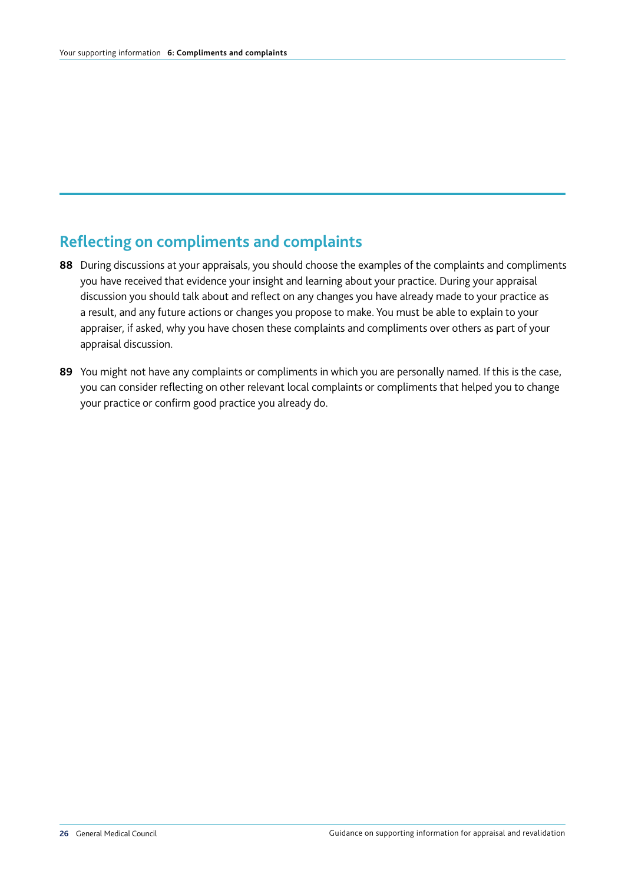## Reflecting on compliments and complaints

**88** During discussions at your appraisals, you should choose the examples of the complaints and compliments you have received that evidence your insight and learning about your practice. During your appraisal discussion you should talk about and reflect on any changes you have already made to your practice as a result, and any future actions or changes you propose to make. You must be able to explain to your appraiser, if asked, why you have chosen these complaints and compliments over others as part of your appraisal discussion.

**89** You might not have any complaints or compliments in which you are personally named. If this is the case, you can consider reflecting on other relevant local complaints or compliments that helped you to change your practice or confirm good practice you already do.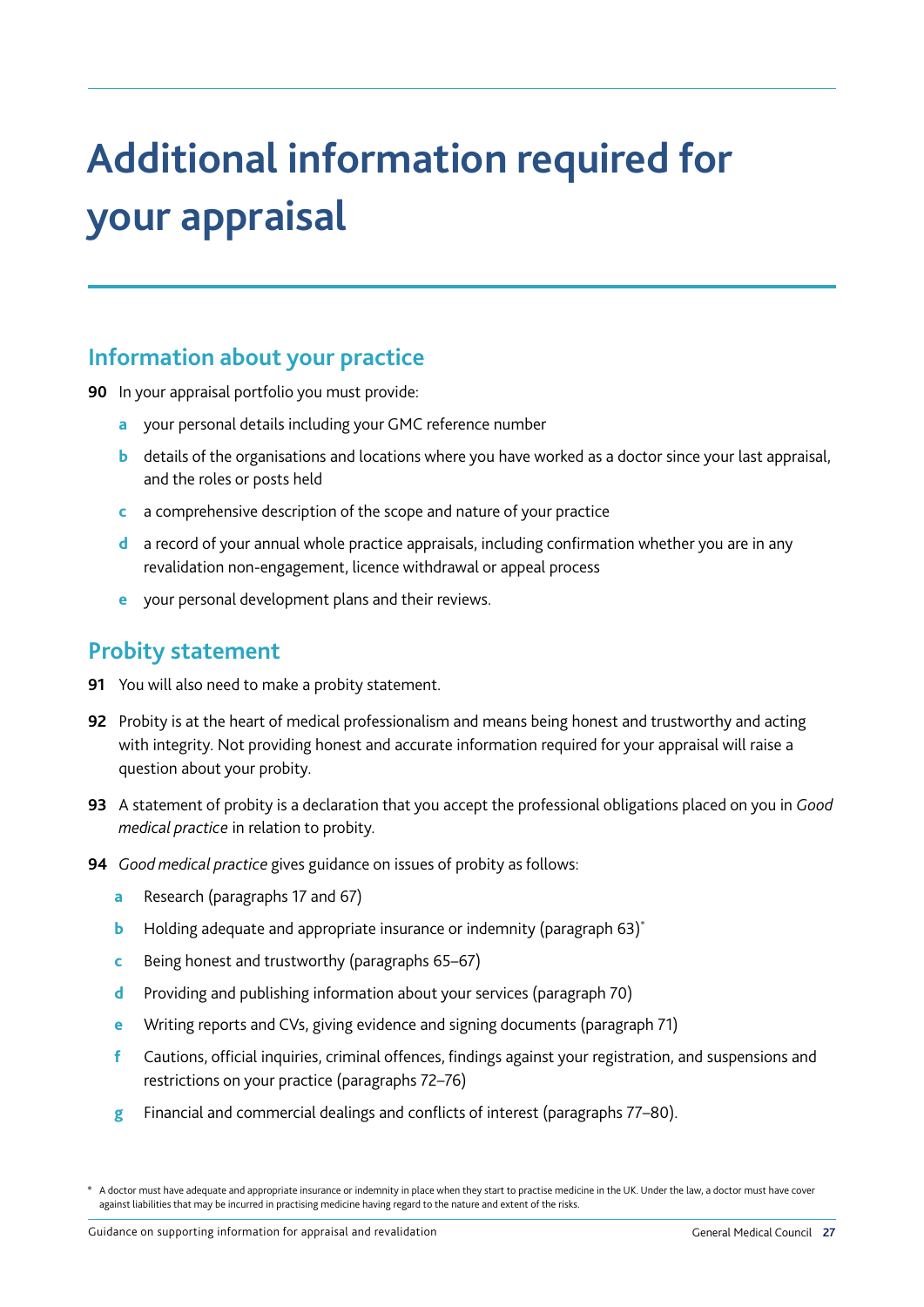# Additional information required for your appraisal

## Information about your practice

**90** In your appraisal portfolio you must provide:

- **a** your personal details including your GMC reference number
- **b** details of the organisations and locations where you have worked as a doctor since your last appraisal, and the roles or posts held
- **c** a comprehensive description of the scope and nature of your practice
- **d** a record of your annual whole practice appraisals, including confirmation whether you are in any revalidation non-engagement, licence withdrawal or appeal process
- **e** your personal development plans and their reviews.

## Probity statement

**91** You will also need to make a probity statement.

**92** Probity is at the heart of medical professionalism and means being honest and trustworthy and acting with integrity. Not providing honest and accurate information required for your appraisal will raise a question about your probity.

**93** A statement of probity is a declaration that you accept the professional obligations placed on you in *Good medical practice* in relation to probity.

**94** *Good medical practice* gives guidance on issues of probity as follows:

- **a** Research (paragraphs 17 and 67)
- **b** Holding adequate and appropriate insurance or indemnity (paragraph 63)*
- **c** Being honest and trustworthy (paragraphs 65–67)
- **d** Providing and publishing information about your services (paragraph 70)
- **e** Writing reports and CVs, giving evidence and signing documents (paragraph 71)
- **f** Cautions, official inquiries, criminal offences, findings against your registration, and suspensions and restrictions on your practice (paragraphs 72–76)
- **g** Financial and commercial dealings and conflicts of interest (paragraphs 77–80).

\* A doctor must have adequate and appropriate insurance or indemnity in place when they start to practise medicine in the UK. Under the law, a doctor must have cover against liabilities that may be incurred in practising medicine having regard to the nature and extent of the risks.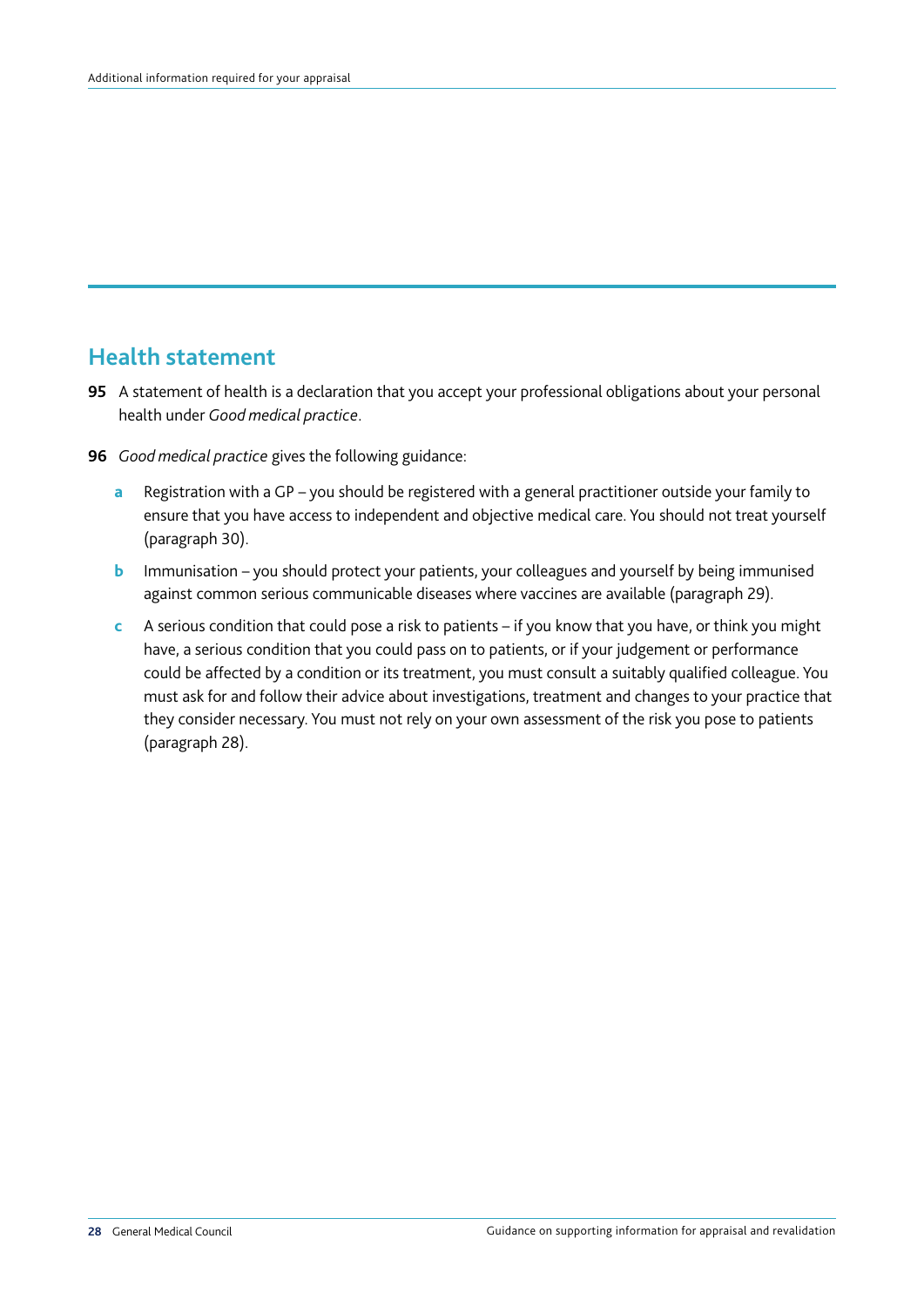## Health statement

**95** A statement of health is a declaration that you accept your professional obligations about your personal health under *Good medical practice*.

**96** *Good medical practice* gives the following guidance:

- **a** Registration with a GP – you should be registered with a general practitioner outside your family to ensure that you have access to independent and objective medical care. You should not treat yourself (paragraph 30).
- **b** Immunisation – you should protect your patients, your colleagues and yourself by being immunised against common serious communicable diseases where vaccines are available (paragraph 29).
- **c** A serious condition that could pose a risk to patients – if you know that you have, or think you might have, a serious condition that you could pass on to patients, or if your judgement or performance could be affected by a condition or its treatment, you must consult a suitably qualified colleague. You must ask for and follow their advice about investigations, treatment and changes to your practice that they consider necessary. You must not rely on your own assessment of the risk you pose to patients (paragraph 28).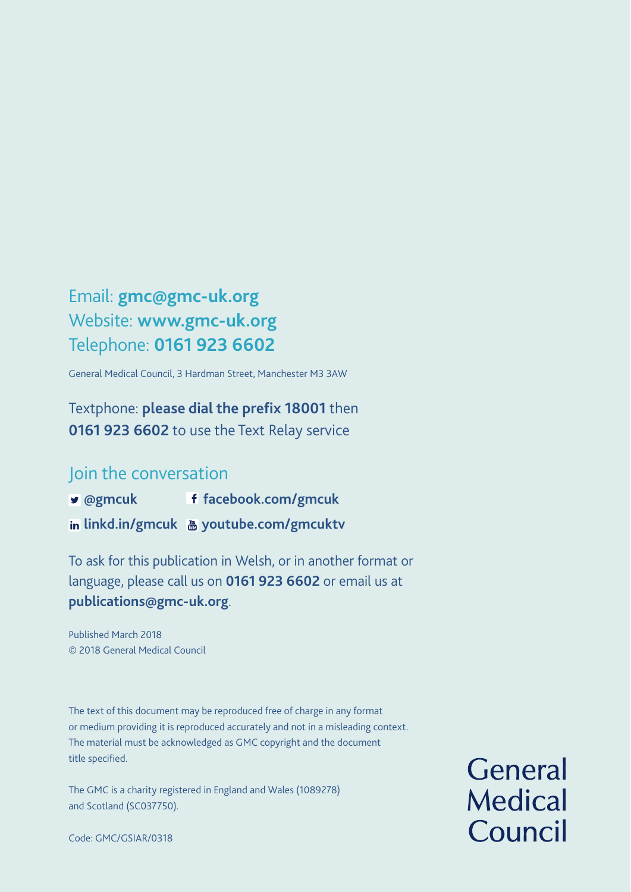Email: **gmc@gmc-uk.org**
Website: **www.gmc-uk.org**
Telephone: **0161 923 6602**

General Medical Council, 3 Hardman Street, Manchester M3 3AW

Textphone: **please dial the prefix 18001** then **0161 923 6602** to use the Text Relay service

## Join the conversation

**@gmcuk** **facebook.com/gmcuk**

**linkd.in/gmcuk** **youtube.com/gmcuktv**

To ask for this publication in Welsh, or in another format or language, please call us on **0161 923 6602** or email us at **publications@gmc-uk.org**.

Published March 2018
© 2018 General Medical Council

The text of this document may be reproduced free of charge in any format or medium providing it is reproduced accurately and not in a misleading context. The material must be acknowledged as GMC copyright and the document title specified.

The GMC is a charity registered in England and Wales (1089278) and Scotland (SC037750).

Code: GMC/GSIAR/0318

General Medical Council